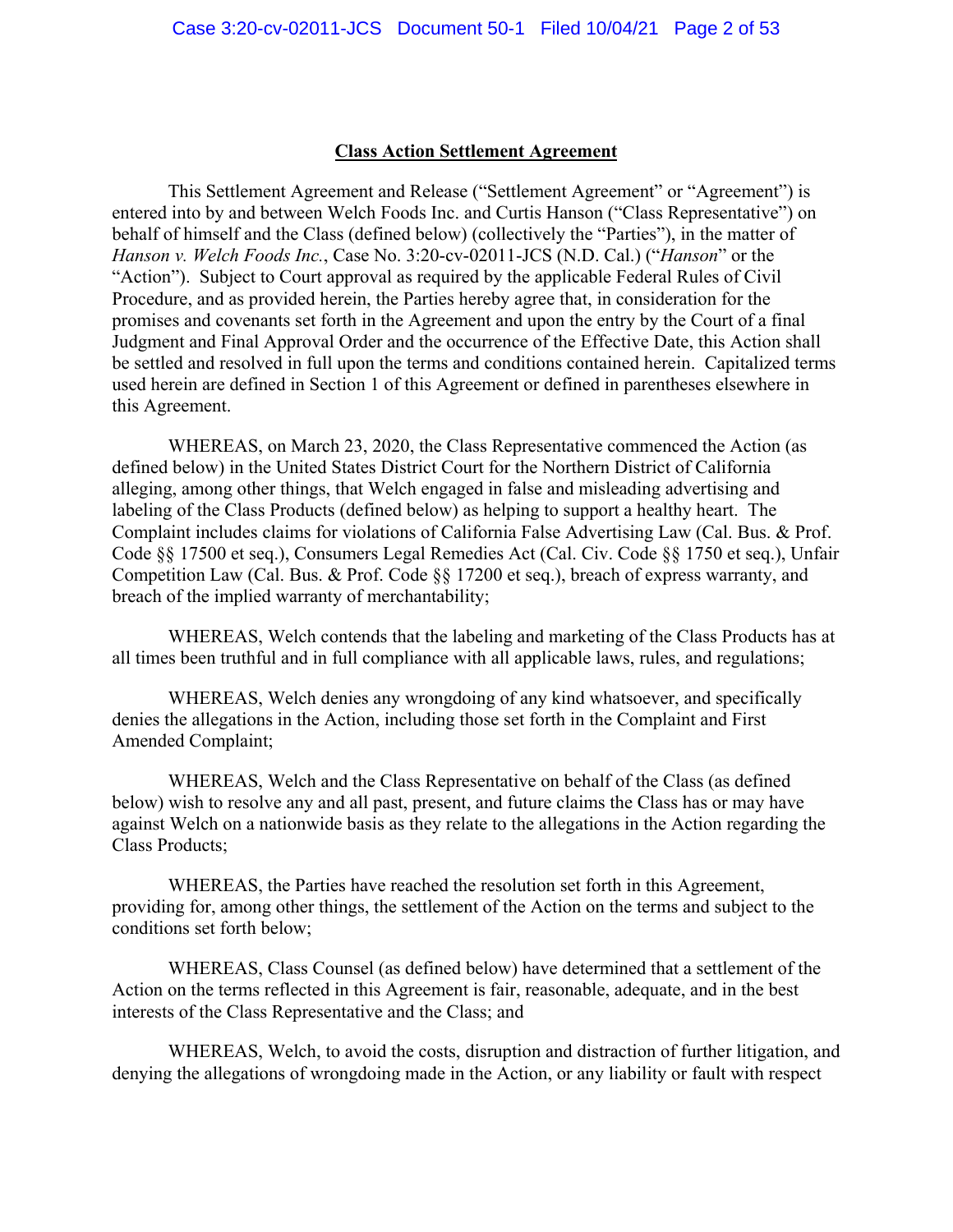# Class Action Settlement Agreement

This Settlement Agreement and Release ("Settlement Agreement" or "Agreement") is entered into by and between Welch Foods Inc. and Curtis Hanson ("Class Representative") on behalf of himself and the Class (defined below) (collectively the "Parties"), in the matter of *Hanson v. Welch Foods Inc.*, Case No. 3:20-cv-02011-JCS (N.D. Cal.) ("*Hanson*" or the "Action"). Subject to Court approval as required by the applicable Federal Rules of Civil Procedure, and as provided herein, the Parties hereby agree that, in consideration for the promises and covenants set forth in the Agreement and upon the entry by the Court of a final Judgment and Final Approval Order and the occurrence of the Effective Date, this Action shall be settled and resolved in full upon the terms and conditions contained herein. Capitalized terms used herein are defined in Section 1 of this Agreement or defined in parentheses elsewhere in this Agreement.

WHEREAS, on March 23, 2020, the Class Representative commenced the Action (as defined below) in the United States District Court for the Northern District of California alleging, among other things, that Welch engaged in false and misleading advertising and labeling of the Class Products (defined below) as helping to support a healthy heart. The Complaint includes claims for violations of California False Advertising Law (Cal. Bus. & Prof. Code §§ 17500 et seq.), Consumers Legal Remedies Act (Cal. Civ. Code §§ 1750 et seq.), Unfair Competition Law (Cal. Bus. & Prof. Code §§ 17200 et seq.), breach of express warranty, and breach of the implied warranty of merchantability;

WHEREAS, Welch contends that the labeling and marketing of the Class Products has at all times been truthful and in full compliance with all applicable laws, rules, and regulations;

WHEREAS, Welch denies any wrongdoing of any kind whatsoever, and specifically denies the allegations in the Action, including those set forth in the Complaint and First Amended Complaint;

WHEREAS, Welch and the Class Representative on behalf of the Class (as defined below) wish to resolve any and all past, present, and future claims the Class has or may have against Welch on a nationwide basis as they relate to the allegations in the Action regarding the Class Products;

WHEREAS, the Parties have reached the resolution set forth in this Agreement, providing for, among other things, the settlement of the Action on the terms and subject to the conditions set forth below;

WHEREAS, Class Counsel (as defined below) have determined that a settlement of the Action on the terms reflected in this Agreement is fair, reasonable, adequate, and in the best interests of the Class Representative and the Class; and

WHEREAS, Welch, to avoid the costs, disruption and distraction of further litigation, and denying the allegations of wrongdoing made in the Action, or any liability or fault with respect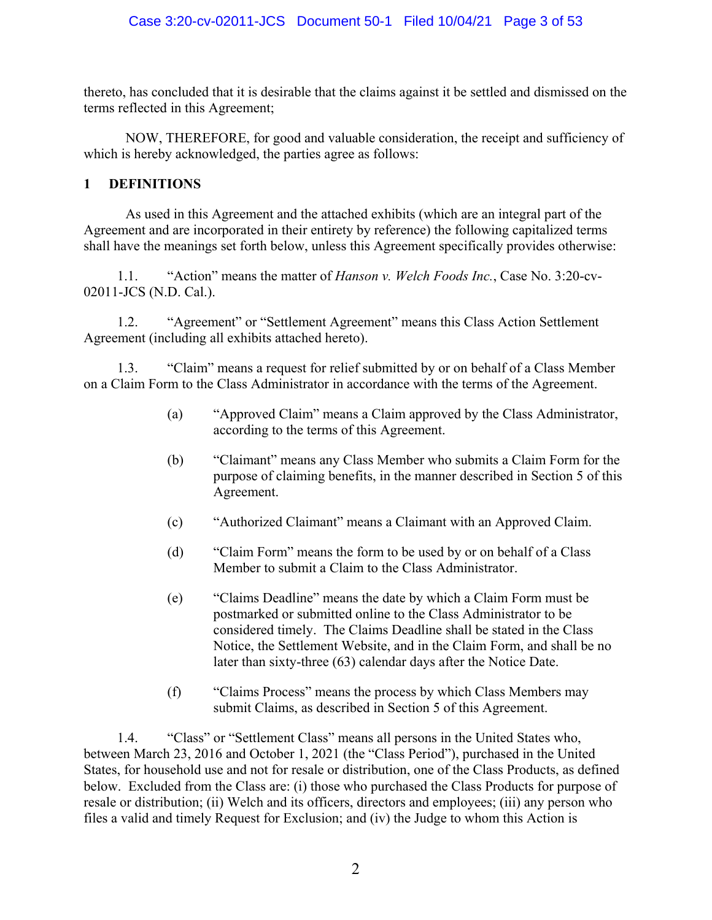thereto, has concluded that it is desirable that the claims against it be settled and dismissed on the terms reflected in this Agreement;

NOW, THEREFORE, for good and valuable consideration, the receipt and sufficiency of which is hereby acknowledged, the parties agree as follows:

## 1 DEFINITIONS

As used in this Agreement and the attached exhibits (which are an integral part of the Agreement and are incorporated in their entirety by reference) the following capitalized terms shall have the meanings set forth below, unless this Agreement specifically provides otherwise:

1.1. "Action" means the matter of *Hanson v. Welch Foods Inc.*, Case No. 3:20-cv-02011-JCS (N.D. Cal.).

1.2. "Agreement" or "Settlement Agreement" means this Class Action Settlement Agreement (including all exhibits attached hereto).

1.3. "Claim" means a request for relief submitted by or on behalf of a Class Member on a Claim Form to the Class Administrator in accordance with the terms of the Agreement.

(a) "Approved Claim" means a Claim approved by the Class Administrator, according to the terms of this Agreement.

(b) "Claimant" means any Class Member who submits a Claim Form for the purpose of claiming benefits, in the manner described in Section 5 of this Agreement.

(c) "Authorized Claimant" means a Claimant with an Approved Claim.

(d) "Claim Form" means the form to be used by or on behalf of a Class Member to submit a Claim to the Class Administrator.

(e) "Claims Deadline" means the date by which a Claim Form must be postmarked or submitted online to the Class Administrator to be considered timely. The Claims Deadline shall be stated in the Class Notice, the Settlement Website, and in the Claim Form, and shall be no later than sixty-three (63) calendar days after the Notice Date.

(f) "Claims Process" means the process by which Class Members may submit Claims, as described in Section 5 of this Agreement.

1.4. "Class" or "Settlement Class" means all persons in the United States who, between March 23, 2016 and October 1, 2021 (the "Class Period"), purchased in the United States, for household use and not for resale or distribution, one of the Class Products, as defined below. Excluded from the Class are: (i) those who purchased the Class Products for purpose of resale or distribution; (ii) Welch and its officers, directors and employees; (iii) any person who files a valid and timely Request for Exclusion; and (iv) the Judge to whom this Action is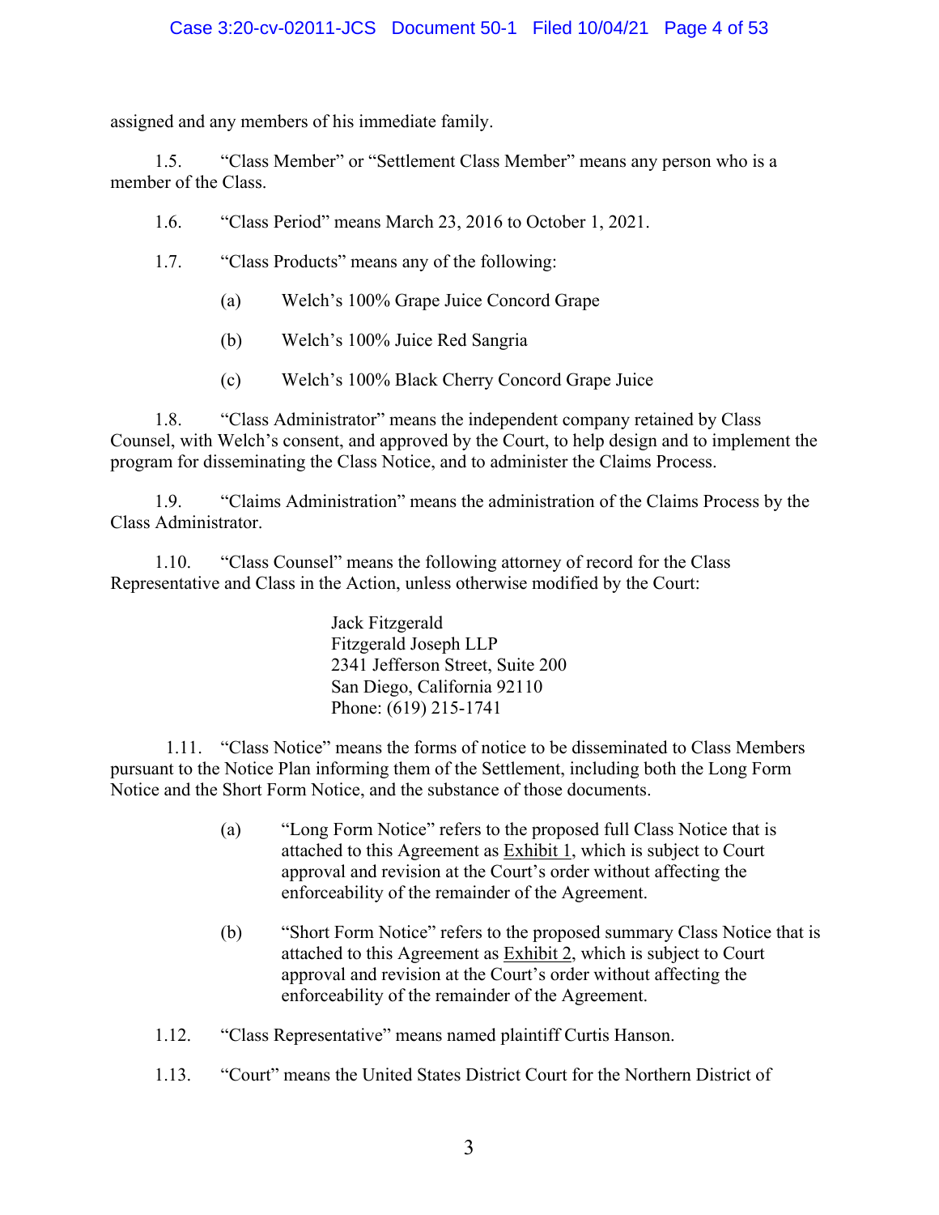assigned and any members of his immediate family.

1.5. "Class Member" or "Settlement Class Member" means any person who is a member of the Class.

1.6. "Class Period" means March 23, 2016 to October 1, 2021.

1.7. "Class Products" means any of the following:

(a) Welch's 100% Grape Juice Concord Grape

(b) Welch's 100% Juice Red Sangria

(c) Welch's 100% Black Cherry Concord Grape Juice

1.8. "Class Administrator" means the independent company retained by Class Counsel, with Welch's consent, and approved by the Court, to help design and to implement the program for disseminating the Class Notice, and to administer the Claims Process.

1.9. "Claims Administration" means the administration of the Claims Process by the Class Administrator.

1.10. "Class Counsel" means the following attorney of record for the Class Representative and Class in the Action, unless otherwise modified by the Court:

Jack Fitzgerald
Fitzgerald Joseph LLP
2341 Jefferson Street, Suite 200
San Diego, California 92110
Phone: (619) 215-1741

1.11. "Class Notice" means the forms of notice to be disseminated to Class Members pursuant to the Notice Plan informing them of the Settlement, including both the Long Form Notice and the Short Form Notice, and the substance of those documents.

(a) "Long Form Notice" refers to the proposed full Class Notice that is attached to this Agreement as Exhibit 1, which is subject to Court approval and revision at the Court's order without affecting the enforceability of the remainder of the Agreement.

(b) "Short Form Notice" refers to the proposed summary Class Notice that is attached to this Agreement as Exhibit 2, which is subject to Court approval and revision at the Court's order without affecting the enforceability of the remainder of the Agreement.

1.12. "Class Representative" means named plaintiff Curtis Hanson.

1.13. "Court" means the United States District Court for the Northern District of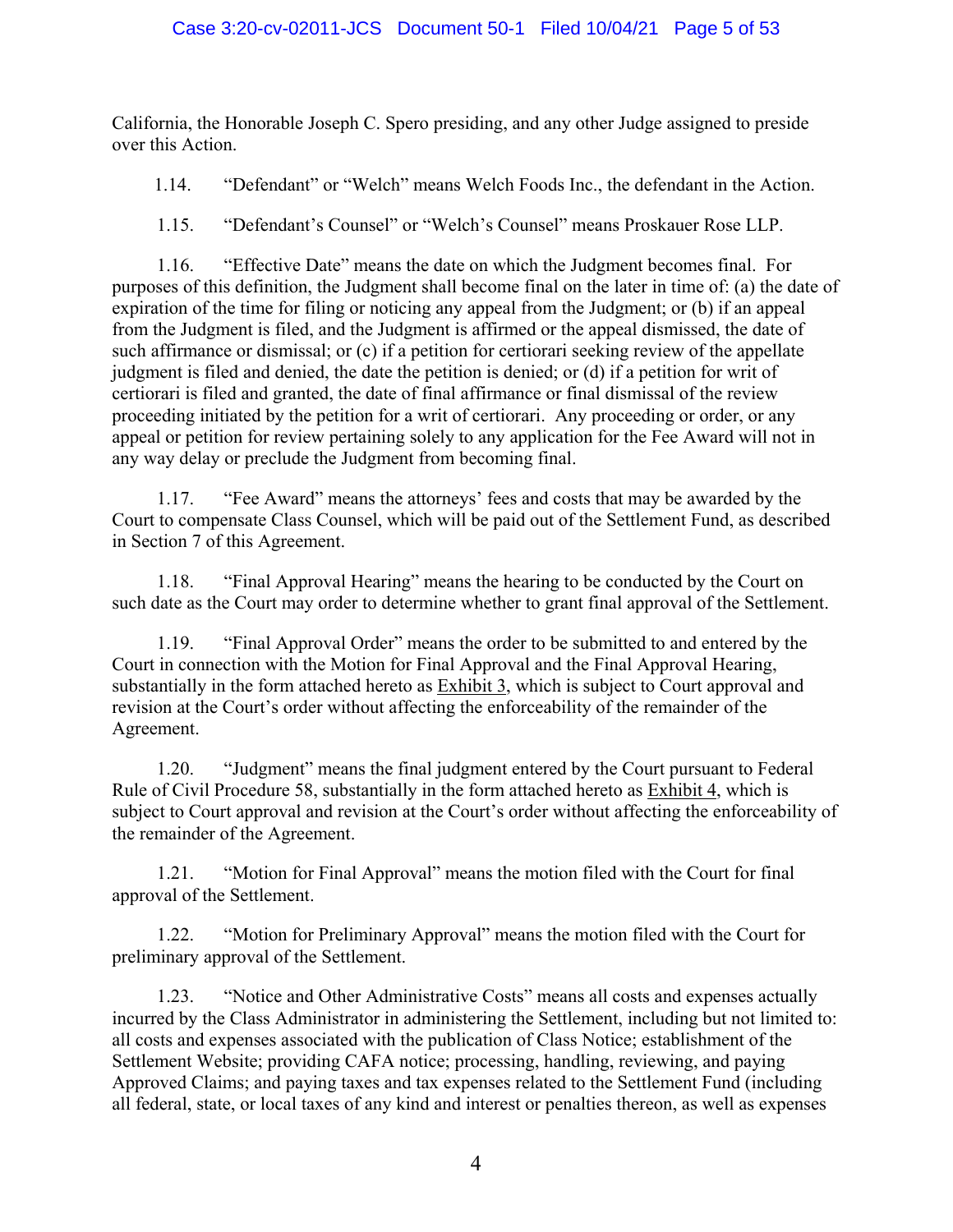California, the Honorable Joseph C. Spero presiding, and any other Judge assigned to preside over this Action.

1.14. "Defendant" or "Welch" means Welch Foods Inc., the defendant in the Action.

1.15. "Defendant's Counsel" or "Welch's Counsel" means Proskauer Rose LLP.

1.16. "Effective Date" means the date on which the Judgment becomes final. For purposes of this definition, the Judgment shall become final on the later in time of: (a) the date of expiration of the time for filing or noticing any appeal from the Judgment; or (b) if an appeal from the Judgment is filed, and the Judgment is affirmed or the appeal dismissed, the date of such affirmance or dismissal; or (c) if a petition for certiorari seeking review of the appellate judgment is filed and denied, the date the petition is denied; or (d) if a petition for writ of certiorari is filed and granted, the date of final affirmance or final dismissal of the review proceeding initiated by the petition for a writ of certiorari. Any proceeding or order, or any appeal or petition for review pertaining solely to any application for the Fee Award will not in any way delay or preclude the Judgment from becoming final.

1.17. "Fee Award" means the attorneys' fees and costs that may be awarded by the Court to compensate Class Counsel, which will be paid out of the Settlement Fund, as described in Section 7 of this Agreement.

1.18. "Final Approval Hearing" means the hearing to be conducted by the Court on such date as the Court may order to determine whether to grant final approval of the Settlement.

1.19. "Final Approval Order" means the order to be submitted to and entered by the Court in connection with the Motion for Final Approval and the Final Approval Hearing, substantially in the form attached hereto as Exhibit 3, which is subject to Court approval and revision at the Court's order without affecting the enforceability of the remainder of the Agreement.

1.20. "Judgment" means the final judgment entered by the Court pursuant to Federal Rule of Civil Procedure 58, substantially in the form attached hereto as Exhibit 4, which is subject to Court approval and revision at the Court's order without affecting the enforceability of the remainder of the Agreement.

1.21. "Motion for Final Approval" means the motion filed with the Court for final approval of the Settlement.

1.22. "Motion for Preliminary Approval" means the motion filed with the Court for preliminary approval of the Settlement.

1.23. "Notice and Other Administrative Costs" means all costs and expenses actually incurred by the Class Administrator in administering the Settlement, including but not limited to: all costs and expenses associated with the publication of Class Notice; establishment of the Settlement Website; providing CAFA notice; processing, handling, reviewing, and paying Approved Claims; and paying taxes and tax expenses related to the Settlement Fund (including all federal, state, or local taxes of any kind and interest or penalties thereon, as well as expenses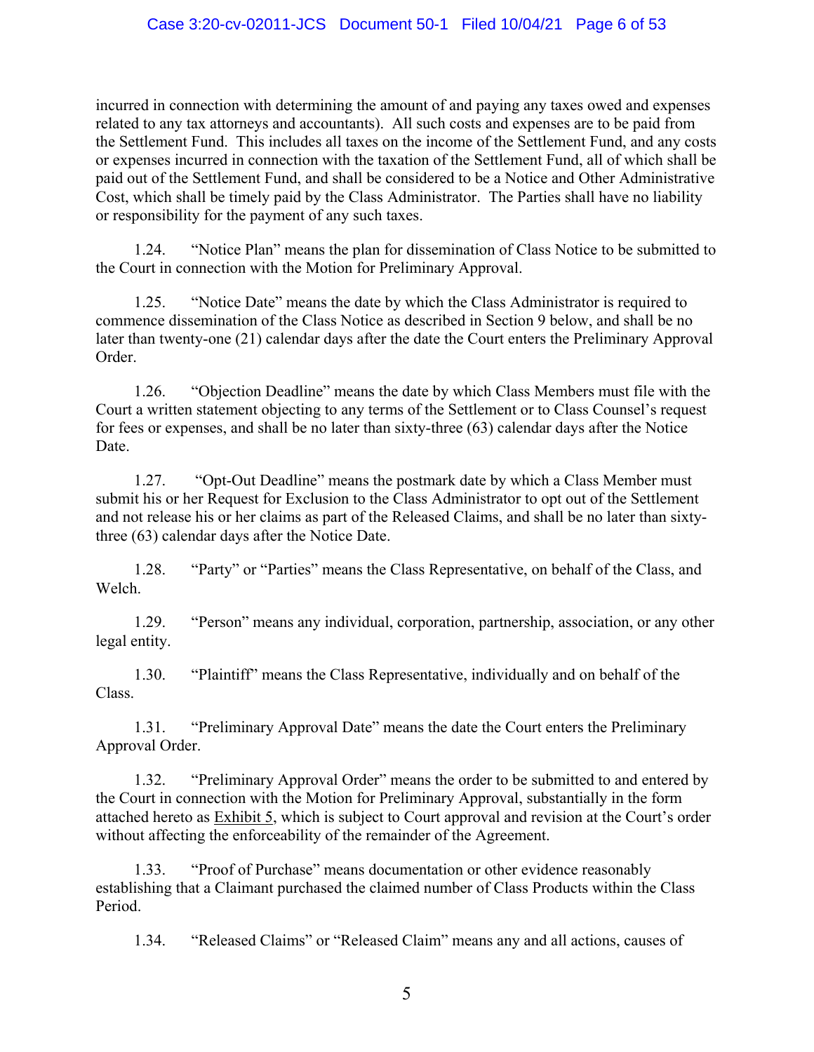incurred in connection with determining the amount of and paying any taxes owed and expenses related to any tax attorneys and accountants). All such costs and expenses are to be paid from the Settlement Fund. This includes all taxes on the income of the Settlement Fund, and any costs or expenses incurred in connection with the taxation of the Settlement Fund, all of which shall be paid out of the Settlement Fund, and shall be considered to be a Notice and Other Administrative Cost, which shall be timely paid by the Class Administrator. The Parties shall have no liability or responsibility for the payment of any such taxes.

1.24. "Notice Plan" means the plan for dissemination of Class Notice to be submitted to the Court in connection with the Motion for Preliminary Approval.

1.25. "Notice Date" means the date by which the Class Administrator is required to commence dissemination of the Class Notice as described in Section 9 below, and shall be no later than twenty-one (21) calendar days after the date the Court enters the Preliminary Approval Order.

1.26. "Objection Deadline" means the date by which Class Members must file with the Court a written statement objecting to any terms of the Settlement or to Class Counsel's request for fees or expenses, and shall be no later than sixty-three (63) calendar days after the Notice Date.

1.27. "Opt-Out Deadline" means the postmark date by which a Class Member must submit his or her Request for Exclusion to the Class Administrator to opt out of the Settlement and not release his or her claims as part of the Released Claims, and shall be no later than sixty-three (63) calendar days after the Notice Date.

1.28. "Party" or "Parties" means the Class Representative, on behalf of the Class, and Welch.

1.29. "Person" means any individual, corporation, partnership, association, or any other legal entity.

1.30. "Plaintiff" means the Class Representative, individually and on behalf of the Class.

1.31. "Preliminary Approval Date" means the date the Court enters the Preliminary Approval Order.

1.32. "Preliminary Approval Order" means the order to be submitted to and entered by the Court in connection with the Motion for Preliminary Approval, substantially in the form attached hereto as Exhibit 5, which is subject to Court approval and revision at the Court's order without affecting the enforceability of the remainder of the Agreement.

1.33. "Proof of Purchase" means documentation or other evidence reasonably establishing that a Claimant purchased the claimed number of Class Products within the Class Period.

1.34. "Released Claims" or "Released Claim" means any and all actions, causes of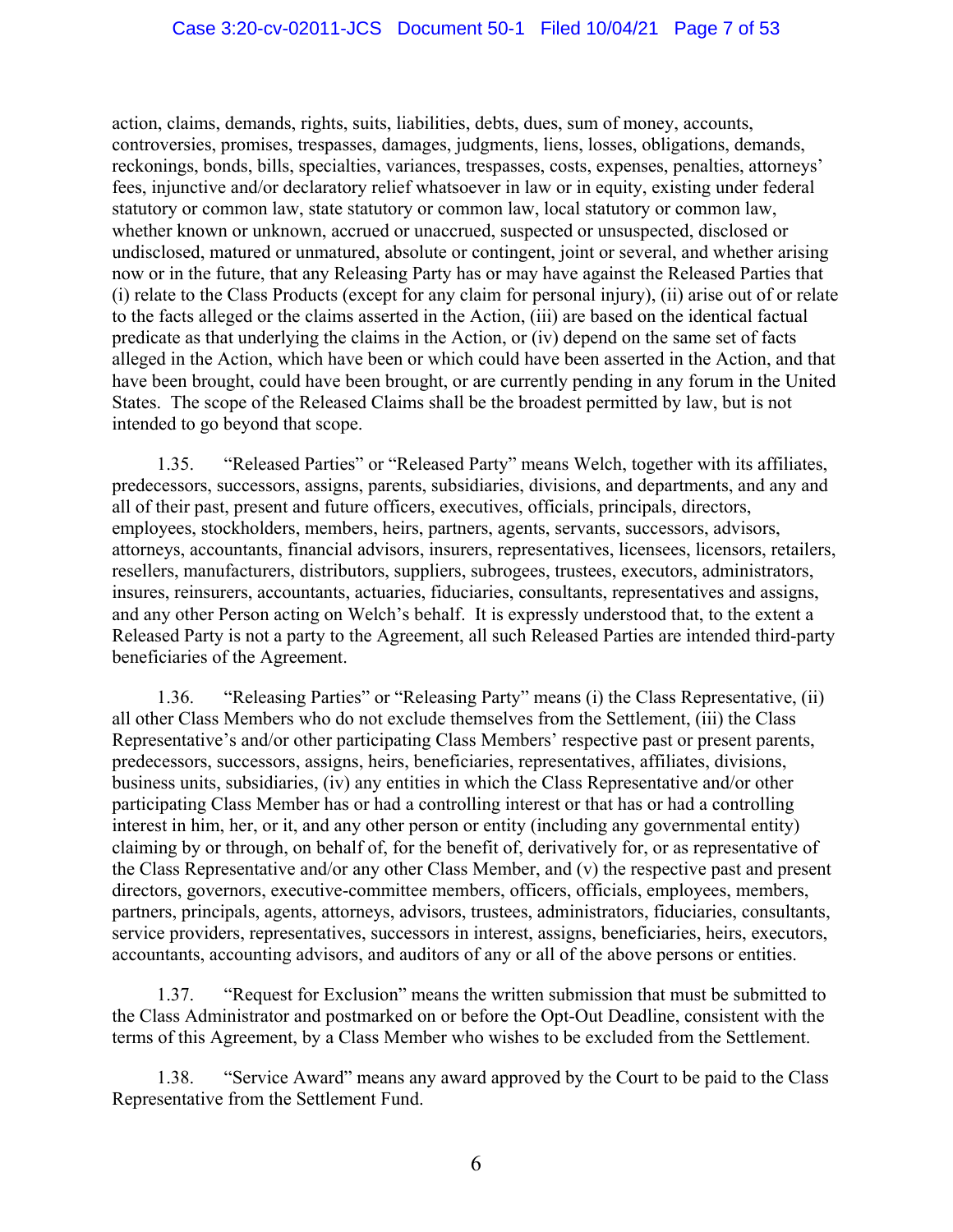action, claims, demands, rights, suits, liabilities, debts, dues, sum of money, accounts, controversies, promises, trespasses, damages, judgments, liens, losses, obligations, demands, reckonings, bonds, bills, specialties, variances, trespasses, costs, expenses, penalties, attorneys' fees, injunctive and/or declaratory relief whatsoever in law or in equity, existing under federal statutory or common law, state statutory or common law, local statutory or common law, whether known or unknown, accrued or unaccrued, suspected or unsuspected, disclosed or undisclosed, matured or unmatured, absolute or contingent, joint or several, and whether arising now or in the future, that any Releasing Party has or may have against the Released Parties that (i) relate to the Class Products (except for any claim for personal injury), (ii) arise out of or relate to the facts alleged or the claims asserted in the Action, (iii) are based on the identical factual predicate as that underlying the claims in the Action, or (iv) depend on the same set of facts alleged in the Action, which have been or which could have been asserted in the Action, and that have been brought, could have been brought, or are currently pending in any forum in the United States. The scope of the Released Claims shall be the broadest permitted by law, but is not intended to go beyond that scope.

1.35. "Released Parties" or "Released Party" means Welch, together with its affiliates, predecessors, successors, assigns, parents, subsidiaries, divisions, and departments, and any and all of their past, present and future officers, executives, officials, principals, directors, employees, stockholders, members, heirs, partners, agents, servants, successors, advisors, attorneys, accountants, financial advisors, insurers, representatives, licensees, licensors, retailers, resellers, manufacturers, distributors, suppliers, subrogees, trustees, executors, administrators, insures, reinsurers, accountants, actuaries, fiduciaries, consultants, representatives and assigns, and any other Person acting on Welch's behalf. It is expressly understood that, to the extent a Released Party is not a party to the Agreement, all such Released Parties are intended third-party beneficiaries of the Agreement.

1.36. "Releasing Parties" or "Releasing Party" means (i) the Class Representative, (ii) all other Class Members who do not exclude themselves from the Settlement, (iii) the Class Representative's and/or other participating Class Members' respective past or present parents, predecessors, successors, assigns, heirs, beneficiaries, representatives, affiliates, divisions, business units, subsidiaries, (iv) any entities in which the Class Representative and/or other participating Class Member has or had a controlling interest or that has or had a controlling interest in him, her, or it, and any other person or entity (including any governmental entity) claiming by or through, on behalf of, for the benefit of, derivatively for, or as representative of the Class Representative and/or any other Class Member, and (v) the respective past and present directors, governors, executive-committee members, officers, officials, employees, members, partners, principals, agents, attorneys, advisors, trustees, administrators, fiduciaries, consultants, service providers, representatives, successors in interest, assigns, beneficiaries, heirs, executors, accountants, accounting advisors, and auditors of any or all of the above persons or entities.

1.37. "Request for Exclusion" means the written submission that must be submitted to the Class Administrator and postmarked on or before the Opt-Out Deadline, consistent with the terms of this Agreement, by a Class Member who wishes to be excluded from the Settlement.

1.38. "Service Award" means any award approved by the Court to be paid to the Class Representative from the Settlement Fund.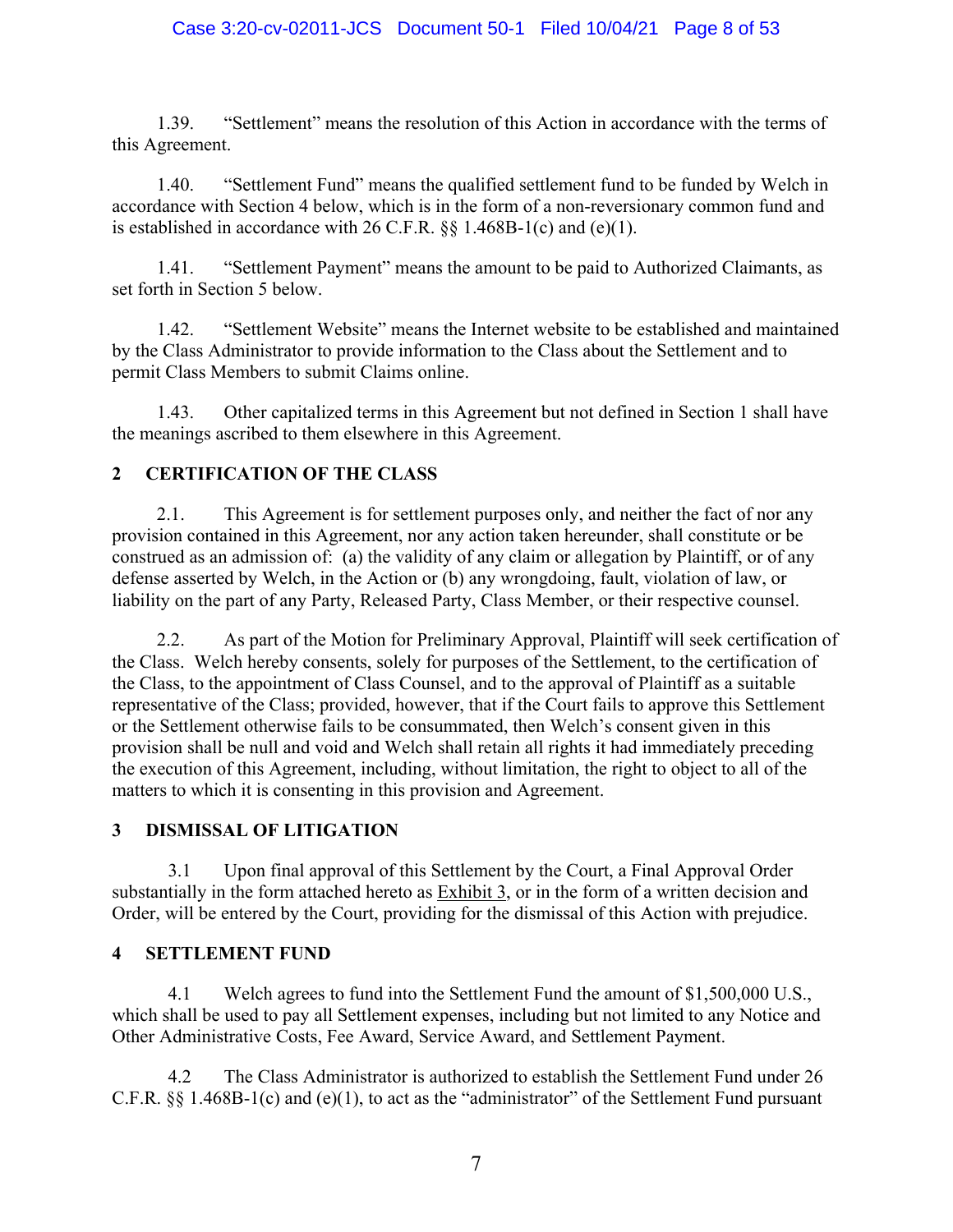1.39. “Settlement” means the resolution of this Action in accordance with the terms of this Agreement.

1.40. “Settlement Fund” means the qualified settlement fund to be funded by Welch in accordance with Section 4 below, which is in the form of a non-reversionary common fund and is established in accordance with 26 C.F.R. §§ 1.468B-1(c) and (e)(1).

1.41. “Settlement Payment” means the amount to be paid to Authorized Claimants, as set forth in Section 5 below.

1.42. “Settlement Website” means the Internet website to be established and maintained by the Class Administrator to provide information to the Class about the Settlement and to permit Class Members to submit Claims online.

1.43. Other capitalized terms in this Agreement but not defined in Section 1 shall have the meanings ascribed to them elsewhere in this Agreement.

## 2 CERTIFICATION OF THE CLASS

2.1. This Agreement is for settlement purposes only, and neither the fact of nor any provision contained in this Agreement, nor any action taken hereunder, shall constitute or be construed as an admission of: (a) the validity of any claim or allegation by Plaintiff, or of any defense asserted by Welch, in the Action or (b) any wrongdoing, fault, violation of law, or liability on the part of any Party, Released Party, Class Member, or their respective counsel.

2.2. As part of the Motion for Preliminary Approval, Plaintiff will seek certification of the Class. Welch hereby consents, solely for purposes of the Settlement, to the certification of the Class, to the appointment of Class Counsel, and to the approval of Plaintiff as a suitable representative of the Class; provided, however, that if the Court fails to approve this Settlement or the Settlement otherwise fails to be consummated, then Welch's consent given in this provision shall be null and void and Welch shall retain all rights it had immediately preceding the execution of this Agreement, including, without limitation, the right to object to all of the matters to which it is consenting in this provision and Agreement.

## 3 DISMISSAL OF LITIGATION

3.1 Upon final approval of this Settlement by the Court, a Final Approval Order substantially in the form attached hereto as Exhibit 3, or in the form of a written decision and Order, will be entered by the Court, providing for the dismissal of this Action with prejudice.

## 4 SETTLEMENT FUND

4.1 Welch agrees to fund into the Settlement Fund the amount of $1,500,000 U.S., which shall be used to pay all Settlement expenses, including but not limited to any Notice and Other Administrative Costs, Fee Award, Service Award, and Settlement Payment.

4.2 The Class Administrator is authorized to establish the Settlement Fund under 26 C.F.R. §§ 1.468B-1(c) and (e)(1), to act as the “administrator” of the Settlement Fund pursuant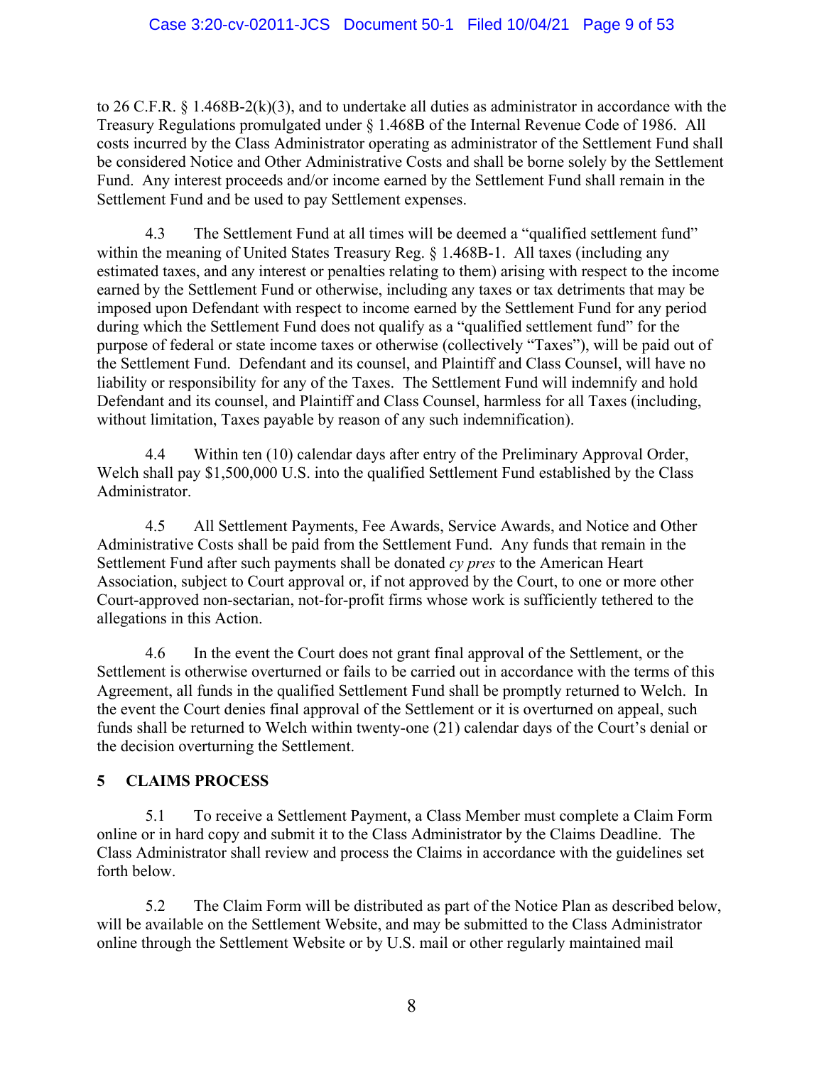to 26 C.F.R. § 1.468B-2(k)(3), and to undertake all duties as administrator in accordance with the Treasury Regulations promulgated under § 1.468B of the Internal Revenue Code of 1986. All costs incurred by the Class Administrator operating as administrator of the Settlement Fund shall be considered Notice and Other Administrative Costs and shall be borne solely by the Settlement Fund. Any interest proceeds and/or income earned by the Settlement Fund shall remain in the Settlement Fund and be used to pay Settlement expenses.

4.3 The Settlement Fund at all times will be deemed a "qualified settlement fund" within the meaning of United States Treasury Reg. § 1.468B-1. All taxes (including any estimated taxes, and any interest or penalties relating to them) arising with respect to the income earned by the Settlement Fund or otherwise, including any taxes or tax detriments that may be imposed upon Defendant with respect to income earned by the Settlement Fund for any period during which the Settlement Fund does not qualify as a "qualified settlement fund" for the purpose of federal or state income taxes or otherwise (collectively "Taxes"), will be paid out of the Settlement Fund. Defendant and its counsel, and Plaintiff and Class Counsel, will have no liability or responsibility for any of the Taxes. The Settlement Fund will indemnify and hold Defendant and its counsel, and Plaintiff and Class Counsel, harmless for all Taxes (including, without limitation, Taxes payable by reason of any such indemnification).

4.4 Within ten (10) calendar days after entry of the Preliminary Approval Order, Welch shall pay $1,500,000 U.S. into the qualified Settlement Fund established by the Class Administrator.

4.5 All Settlement Payments, Fee Awards, Service Awards, and Notice and Other Administrative Costs shall be paid from the Settlement Fund. Any funds that remain in the Settlement Fund after such payments shall be donated *cy pres* to the American Heart Association, subject to Court approval or, if not approved by the Court, to one or more other Court-approved non-sectarian, not-for-profit firms whose work is sufficiently tethered to the allegations in this Action.

4.6 In the event the Court does not grant final approval of the Settlement, or the Settlement is otherwise overturned or fails to be carried out in accordance with the terms of this Agreement, all funds in the qualified Settlement Fund shall be promptly returned to Welch. In the event the Court denies final approval of the Settlement or it is overturned on appeal, such funds shall be returned to Welch within twenty-one (21) calendar days of the Court's denial or the decision overturning the Settlement.

## 5 CLAIMS PROCESS

5.1 To receive a Settlement Payment, a Class Member must complete a Claim Form online or in hard copy and submit it to the Class Administrator by the Claims Deadline. The Class Administrator shall review and process the Claims in accordance with the guidelines set forth below.

5.2 The Claim Form will be distributed as part of the Notice Plan as described below, will be available on the Settlement Website, and may be submitted to the Class Administrator online through the Settlement Website or by U.S. mail or other regularly maintained mail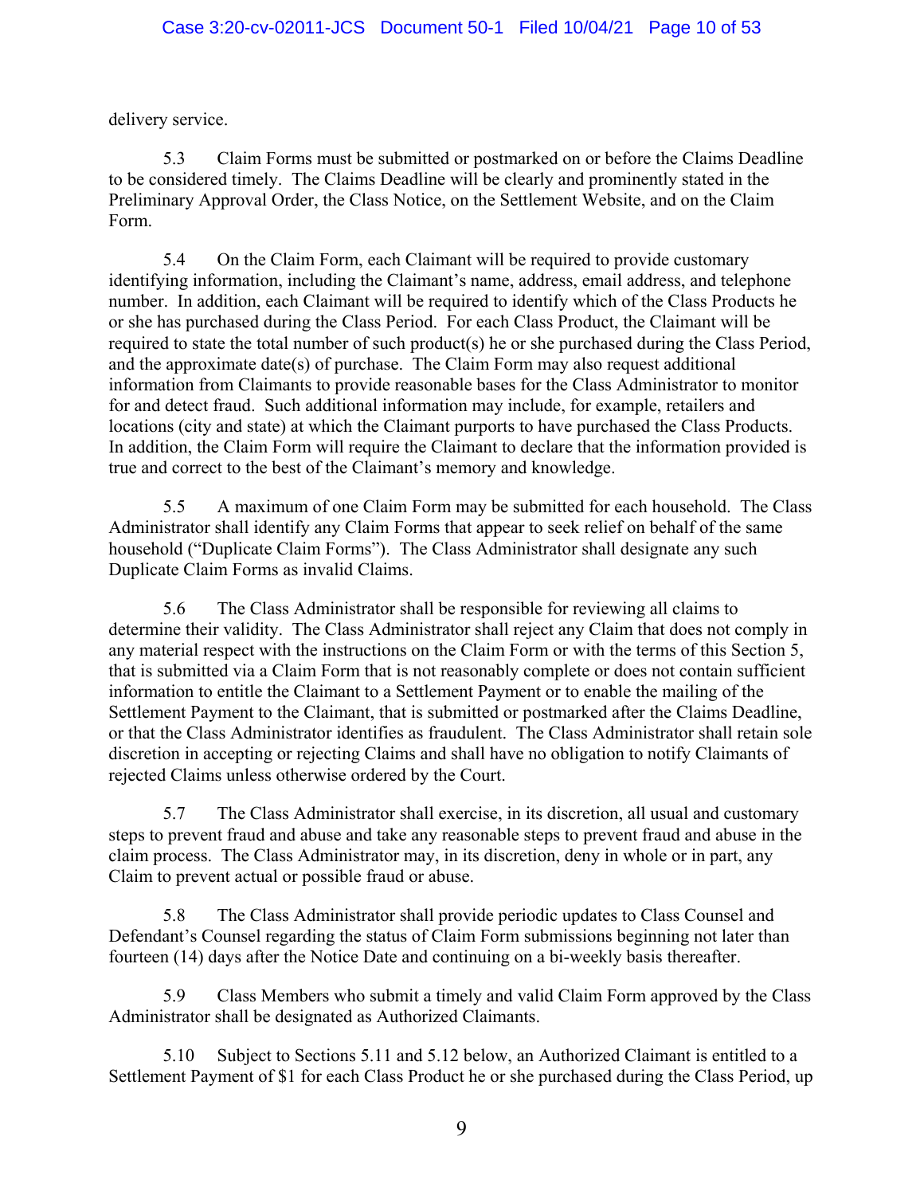delivery service.

5.3 Claim Forms must be submitted or postmarked on or before the Claims Deadline to be considered timely. The Claims Deadline will be clearly and prominently stated in the Preliminary Approval Order, the Class Notice, on the Settlement Website, and on the Claim Form.

5.4 On the Claim Form, each Claimant will be required to provide customary identifying information, including the Claimant's name, address, email address, and telephone number. In addition, each Claimant will be required to identify which of the Class Products he or she has purchased during the Class Period. For each Class Product, the Claimant will be required to state the total number of such product(s) he or she purchased during the Class Period, and the approximate date(s) of purchase. The Claim Form may also request additional information from Claimants to provide reasonable bases for the Class Administrator to monitor for and detect fraud. Such additional information may include, for example, retailers and locations (city and state) at which the Claimant purports to have purchased the Class Products. In addition, the Claim Form will require the Claimant to declare that the information provided is true and correct to the best of the Claimant's memory and knowledge.

5.5 A maximum of one Claim Form may be submitted for each household. The Class Administrator shall identify any Claim Forms that appear to seek relief on behalf of the same household ("Duplicate Claim Forms"). The Class Administrator shall designate any such Duplicate Claim Forms as invalid Claims.

5.6 The Class Administrator shall be responsible for reviewing all claims to determine their validity. The Class Administrator shall reject any Claim that does not comply in any material respect with the instructions on the Claim Form or with the terms of this Section 5, that is submitted via a Claim Form that is not reasonably complete or does not contain sufficient information to entitle the Claimant to a Settlement Payment or to enable the mailing of the Settlement Payment to the Claimant, that is submitted or postmarked after the Claims Deadline, or that the Class Administrator identifies as fraudulent. The Class Administrator shall retain sole discretion in accepting or rejecting Claims and shall have no obligation to notify Claimants of rejected Claims unless otherwise ordered by the Court.

5.7 The Class Administrator shall exercise, in its discretion, all usual and customary steps to prevent fraud and abuse and take any reasonable steps to prevent fraud and abuse in the claim process. The Class Administrator may, in its discretion, deny in whole or in part, any Claim to prevent actual or possible fraud or abuse.

5.8 The Class Administrator shall provide periodic updates to Class Counsel and Defendant's Counsel regarding the status of Claim Form submissions beginning not later than fourteen (14) days after the Notice Date and continuing on a bi-weekly basis thereafter.

5.9 Class Members who submit a timely and valid Claim Form approved by the Class Administrator shall be designated as Authorized Claimants.

5.10 Subject to Sections 5.11 and 5.12 below, an Authorized Claimant is entitled to a Settlement Payment of $1 for each Class Product he or she purchased during the Class Period, up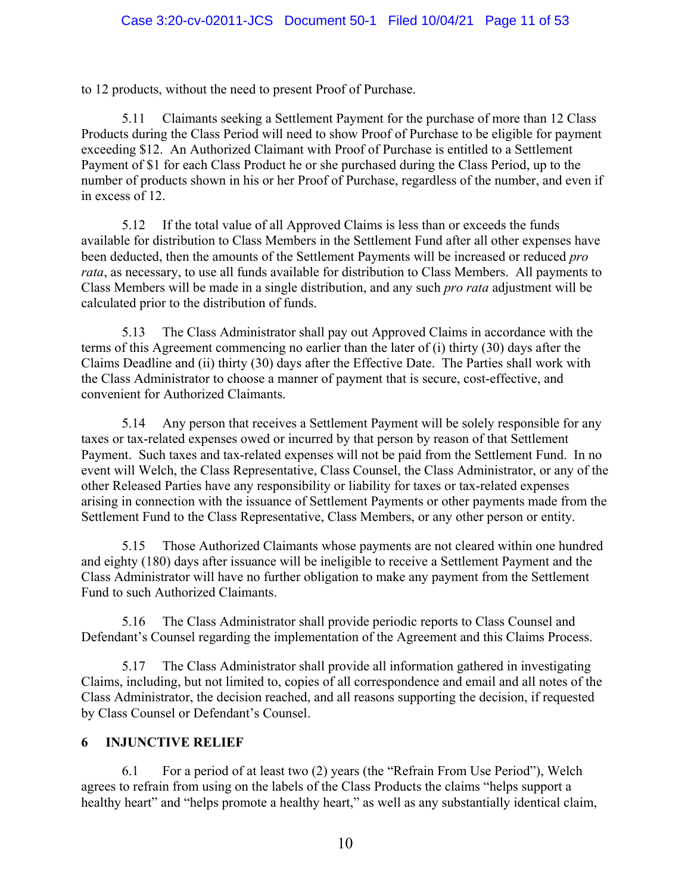to 12 products, without the need to present Proof of Purchase.

5.11 Claimants seeking a Settlement Payment for the purchase of more than 12 Class Products during the Class Period will need to show Proof of Purchase to be eligible for payment exceeding \$12. An Authorized Claimant with Proof of Purchase is entitled to a Settlement Payment of \$1 for each Class Product he or she purchased during the Class Period, up to the number of products shown in his or her Proof of Purchase, regardless of the number, and even if in excess of 12.

5.12 If the total value of all Approved Claims is less than or exceeds the funds available for distribution to Class Members in the Settlement Fund after all other expenses have been deducted, then the amounts of the Settlement Payments will be increased or reduced *pro rata*, as necessary, to use all funds available for distribution to Class Members. All payments to Class Members will be made in a single distribution, and any such *pro rata* adjustment will be calculated prior to the distribution of funds.

5.13 The Class Administrator shall pay out Approved Claims in accordance with the terms of this Agreement commencing no earlier than the later of (i) thirty (30) days after the Claims Deadline and (ii) thirty (30) days after the Effective Date. The Parties shall work with the Class Administrator to choose a manner of payment that is secure, cost-effective, and convenient for Authorized Claimants.

5.14 Any person that receives a Settlement Payment will be solely responsible for any taxes or tax-related expenses owed or incurred by that person by reason of that Settlement Payment. Such taxes and tax-related expenses will not be paid from the Settlement Fund. In no event will Welch, the Class Representative, Class Counsel, the Class Administrator, or any of the other Released Parties have any responsibility or liability for taxes or tax-related expenses arising in connection with the issuance of Settlement Payments or other payments made from the Settlement Fund to the Class Representative, Class Members, or any other person or entity.

5.15 Those Authorized Claimants whose payments are not cleared within one hundred and eighty (180) days after issuance will be ineligible to receive a Settlement Payment and the Class Administrator will have no further obligation to make any payment from the Settlement Fund to such Authorized Claimants.

5.16 The Class Administrator shall provide periodic reports to Class Counsel and Defendant's Counsel regarding the implementation of the Agreement and this Claims Process.

5.17 The Class Administrator shall provide all information gathered in investigating Claims, including, but not limited to, copies of all correspondence and email and all notes of the Class Administrator, the decision reached, and all reasons supporting the decision, if requested by Class Counsel or Defendant's Counsel.

## 6 INJUNCTIVE RELIEF

6.1 For a period of at least two (2) years (the "Refrain From Use Period"), Welch agrees to refrain from using on the labels of the Class Products the claims "helps support a healthy heart" and "helps promote a healthy heart," as well as any substantially identical claim,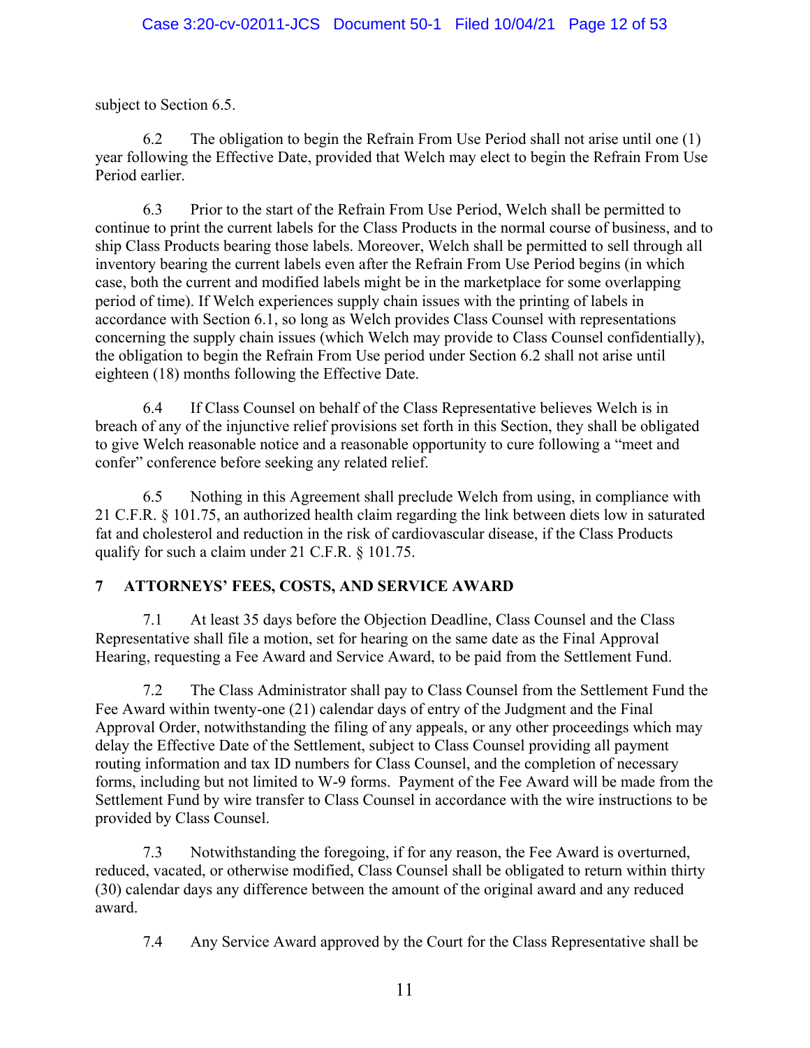subject to Section 6.5.

6.2 The obligation to begin the Refrain From Use Period shall not arise until one (1) year following the Effective Date, provided that Welch may elect to begin the Refrain From Use Period earlier.

6.3 Prior to the start of the Refrain From Use Period, Welch shall be permitted to continue to print the current labels for the Class Products in the normal course of business, and to ship Class Products bearing those labels. Moreover, Welch shall be permitted to sell through all inventory bearing the current labels even after the Refrain From Use Period begins (in which case, both the current and modified labels might be in the marketplace for some overlapping period of time). If Welch experiences supply chain issues with the printing of labels in accordance with Section 6.1, so long as Welch provides Class Counsel with representations concerning the supply chain issues (which Welch may provide to Class Counsel confidentially), the obligation to begin the Refrain From Use period under Section 6.2 shall not arise until eighteen (18) months following the Effective Date.

6.4 If Class Counsel on behalf of the Class Representative believes Welch is in breach of any of the injunctive relief provisions set forth in this Section, they shall be obligated to give Welch reasonable notice and a reasonable opportunity to cure following a "meet and confer" conference before seeking any related relief.

6.5 Nothing in this Agreement shall preclude Welch from using, in compliance with 21 C.F.R. § 101.75, an authorized health claim regarding the link between diets low in saturated fat and cholesterol and reduction in the risk of cardiovascular disease, if the Class Products qualify for such a claim under 21 C.F.R. § 101.75.

## 7 ATTORNEYS' FEES, COSTS, AND SERVICE AWARD

7.1 At least 35 days before the Objection Deadline, Class Counsel and the Class Representative shall file a motion, set for hearing on the same date as the Final Approval Hearing, requesting a Fee Award and Service Award, to be paid from the Settlement Fund.

7.2 The Class Administrator shall pay to Class Counsel from the Settlement Fund the Fee Award within twenty-one (21) calendar days of entry of the Judgment and the Final Approval Order, notwithstanding the filing of any appeals, or any other proceedings which may delay the Effective Date of the Settlement, subject to Class Counsel providing all payment routing information and tax ID numbers for Class Counsel, and the completion of necessary forms, including but not limited to W-9 forms. Payment of the Fee Award will be made from the Settlement Fund by wire transfer to Class Counsel in accordance with the wire instructions to be provided by Class Counsel.

7.3 Notwithstanding the foregoing, if for any reason, the Fee Award is overturned, reduced, vacated, or otherwise modified, Class Counsel shall be obligated to return within thirty (30) calendar days any difference between the amount of the original award and any reduced award.

7.4 Any Service Award approved by the Court for the Class Representative shall be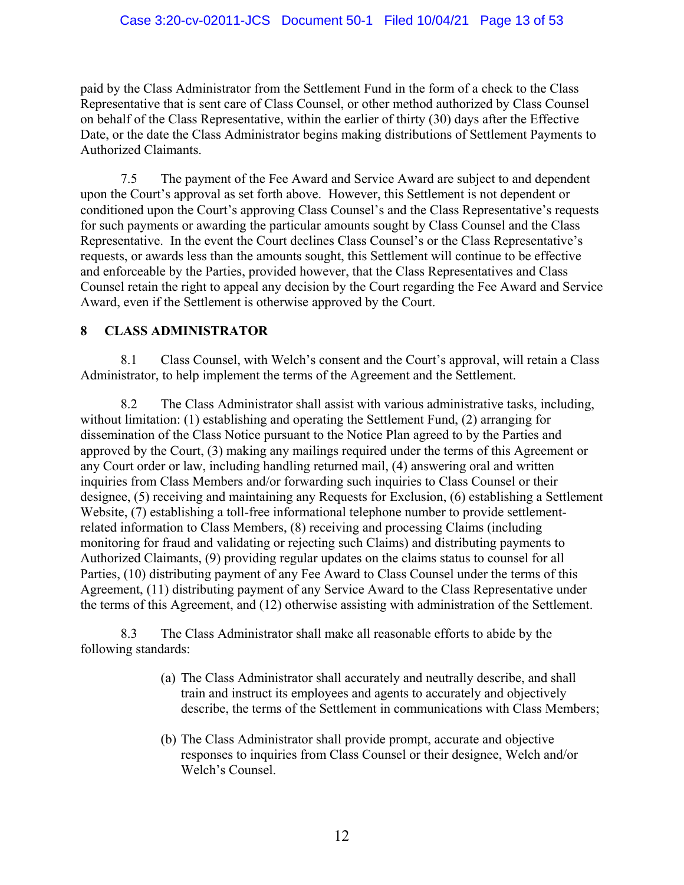paid by the Class Administrator from the Settlement Fund in the form of a check to the Class Representative that is sent care of Class Counsel, or other method authorized by Class Counsel on behalf of the Class Representative, within the earlier of thirty (30) days after the Effective Date, or the date the Class Administrator begins making distributions of Settlement Payments to Authorized Claimants.

7.5 The payment of the Fee Award and Service Award are subject to and dependent upon the Court's approval as set forth above. However, this Settlement is not dependent or conditioned upon the Court's approving Class Counsel's and the Class Representative's requests for such payments or awarding the particular amounts sought by Class Counsel and the Class Representative. In the event the Court declines Class Counsel's or the Class Representative's requests, or awards less than the amounts sought, this Settlement will continue to be effective and enforceable by the Parties, provided however, that the Class Representatives and Class Counsel retain the right to appeal any decision by the Court regarding the Fee Award and Service Award, even if the Settlement is otherwise approved by the Court.

## 8 CLASS ADMINISTRATOR

8.1 Class Counsel, with Welch's consent and the Court's approval, will retain a Class Administrator, to help implement the terms of the Agreement and the Settlement.

8.2 The Class Administrator shall assist with various administrative tasks, including, without limitation: (1) establishing and operating the Settlement Fund, (2) arranging for dissemination of the Class Notice pursuant to the Notice Plan agreed to by the Parties and approved by the Court, (3) making any mailings required under the terms of this Agreement or any Court order or law, including handling returned mail, (4) answering oral and written inquiries from Class Members and/or forwarding such inquiries to Class Counsel or their designee, (5) receiving and maintaining any Requests for Exclusion, (6) establishing a Settlement Website, (7) establishing a toll-free informational telephone number to provide settlement-related information to Class Members, (8) receiving and processing Claims (including monitoring for fraud and validating or rejecting such Claims) and distributing payments to Authorized Claimants, (9) providing regular updates on the claims status to counsel for all Parties, (10) distributing payment of any Fee Award to Class Counsel under the terms of this Agreement, (11) distributing payment of any Service Award to the Class Representative under the terms of this Agreement, and (12) otherwise assisting with administration of the Settlement.

8.3 The Class Administrator shall make all reasonable efforts to abide by the following standards:

(a) The Class Administrator shall accurately and neutrally describe, and shall train and instruct its employees and agents to accurately and objectively describe, the terms of the Settlement in communications with Class Members;

(b) The Class Administrator shall provide prompt, accurate and objective responses to inquiries from Class Counsel or their designee, Welch and/or Welch's Counsel.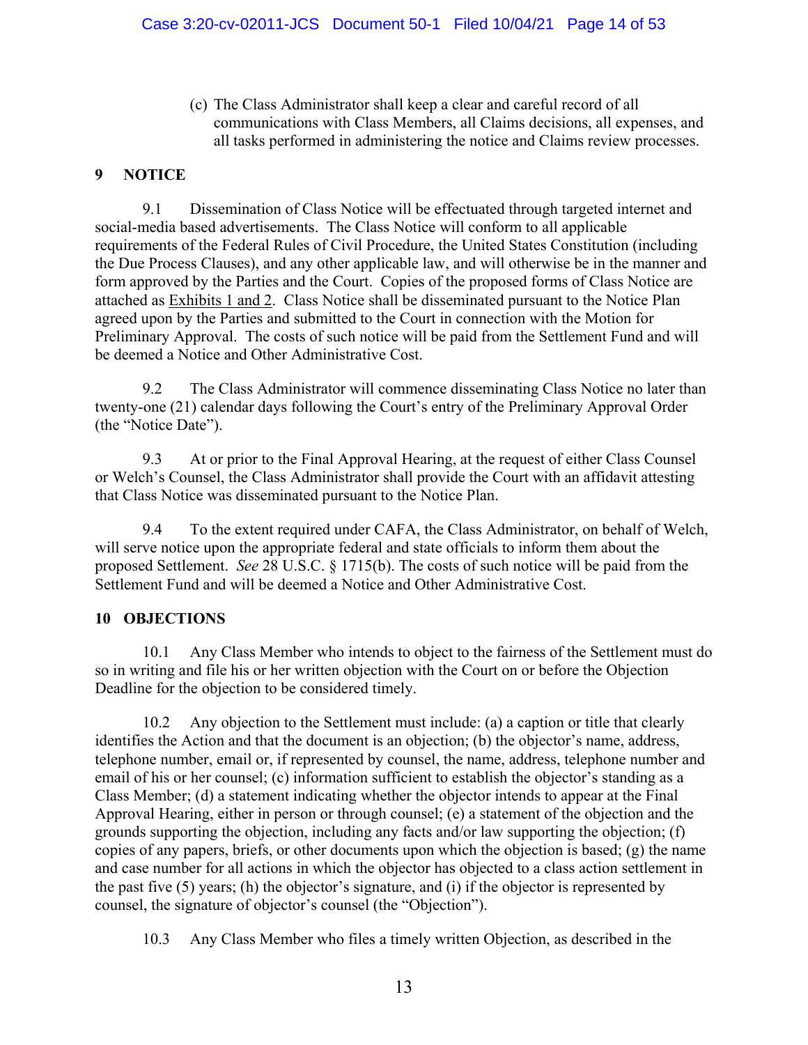(c) The Class Administrator shall keep a clear and careful record of all communications with Class Members, all Claims decisions, all expenses, and all tasks performed in administering the notice and Claims review processes.

## 9 NOTICE

9.1 Dissemination of Class Notice will be effectuated through targeted internet and social-media based advertisements. The Class Notice will conform to all applicable requirements of the Federal Rules of Civil Procedure, the United States Constitution (including the Due Process Clauses), and any other applicable law, and will otherwise be in the manner and form approved by the Parties and the Court. Copies of the proposed forms of Class Notice are attached as Exhibits 1 and 2. Class Notice shall be disseminated pursuant to the Notice Plan agreed upon by the Parties and submitted to the Court in connection with the Motion for Preliminary Approval. The costs of such notice will be paid from the Settlement Fund and will be deemed a Notice and Other Administrative Cost.

9.2 The Class Administrator will commence disseminating Class Notice no later than twenty-one (21) calendar days following the Court's entry of the Preliminary Approval Order (the "Notice Date").

9.3 At or prior to the Final Approval Hearing, at the request of either Class Counsel or Welch's Counsel, the Class Administrator shall provide the Court with an affidavit attesting that Class Notice was disseminated pursuant to the Notice Plan.

9.4 To the extent required under CAFA, the Class Administrator, on behalf of Welch, will serve notice upon the appropriate federal and state officials to inform them about the proposed Settlement. *See* 28 U.S.C. § 1715(b). The costs of such notice will be paid from the Settlement Fund and will be deemed a Notice and Other Administrative Cost.

## 10 OBJECTIONS

10.1 Any Class Member who intends to object to the fairness of the Settlement must do so in writing and file his or her written objection with the Court on or before the Objection Deadline for the objection to be considered timely.

10.2 Any objection to the Settlement must include: (a) a caption or title that clearly identifies the Action and that the document is an objection; (b) the objector's name, address, telephone number, email or, if represented by counsel, the name, address, telephone number and email of his or her counsel; (c) information sufficient to establish the objector's standing as a Class Member; (d) a statement indicating whether the objector intends to appear at the Final Approval Hearing, either in person or through counsel; (e) a statement of the objection and the grounds supporting the objection, including any facts and/or law supporting the objection; (f) copies of any papers, briefs, or other documents upon which the objection is based; (g) the name and case number for all actions in which the objector has objected to a class action settlement in the past five (5) years; (h) the objector's signature, and (i) if the objector is represented by counsel, the signature of objector's counsel (the "Objection").

10.3 Any Class Member who files a timely written Objection, as described in the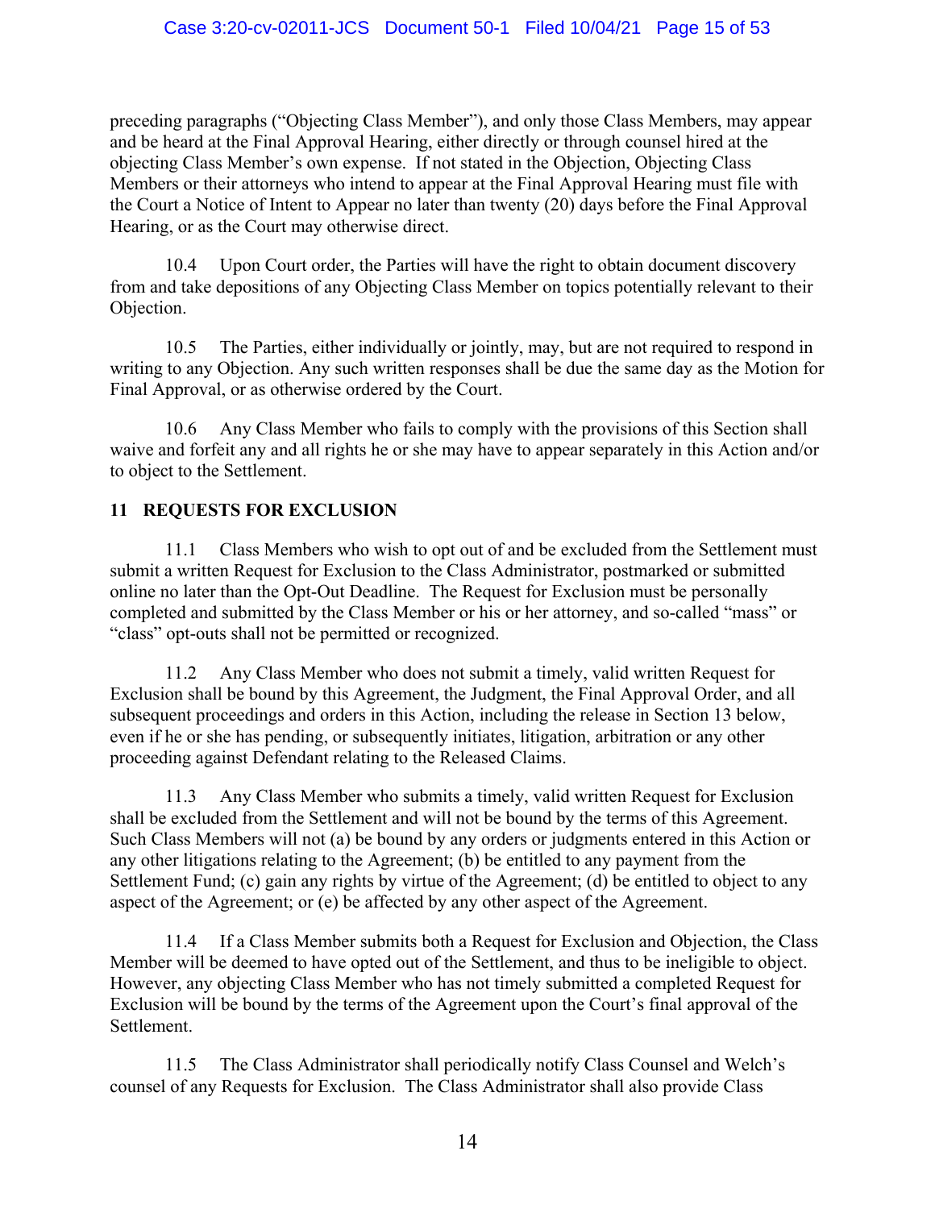preceding paragraphs ("Objecting Class Member"), and only those Class Members, may appear and be heard at the Final Approval Hearing, either directly or through counsel hired at the objecting Class Member's own expense. If not stated in the Objection, Objecting Class Members or their attorneys who intend to appear at the Final Approval Hearing must file with the Court a Notice of Intent to Appear no later than twenty (20) days before the Final Approval Hearing, or as the Court may otherwise direct.

10.4 Upon Court order, the Parties will have the right to obtain document discovery from and take depositions of any Objecting Class Member on topics potentially relevant to their Objection.

10.5 The Parties, either individually or jointly, may, but are not required to respond in writing to any Objection. Any such written responses shall be due the same day as the Motion for Final Approval, or as otherwise ordered by the Court.

10.6 Any Class Member who fails to comply with the provisions of this Section shall waive and forfeit any and all rights he or she may have to appear separately in this Action and/or to object to the Settlement.

## 11 REQUESTS FOR EXCLUSION

11.1 Class Members who wish to opt out of and be excluded from the Settlement must submit a written Request for Exclusion to the Class Administrator, postmarked or submitted online no later than the Opt-Out Deadline. The Request for Exclusion must be personally completed and submitted by the Class Member or his or her attorney, and so-called "mass" or "class" opt-outs shall not be permitted or recognized.

11.2 Any Class Member who does not submit a timely, valid written Request for Exclusion shall be bound by this Agreement, the Judgment, the Final Approval Order, and all subsequent proceedings and orders in this Action, including the release in Section 13 below, even if he or she has pending, or subsequently initiates, litigation, arbitration or any other proceeding against Defendant relating to the Released Claims.

11.3 Any Class Member who submits a timely, valid written Request for Exclusion shall be excluded from the Settlement and will not be bound by the terms of this Agreement. Such Class Members will not (a) be bound by any orders or judgments entered in this Action or any other litigations relating to the Agreement; (b) be entitled to any payment from the Settlement Fund; (c) gain any rights by virtue of the Agreement; (d) be entitled to object to any aspect of the Agreement; or (e) be affected by any other aspect of the Agreement.

11.4 If a Class Member submits both a Request for Exclusion and Objection, the Class Member will be deemed to have opted out of the Settlement, and thus to be ineligible to object. However, any objecting Class Member who has not timely submitted a completed Request for Exclusion will be bound by the terms of the Agreement upon the Court's final approval of the Settlement.

11.5 The Class Administrator shall periodically notify Class Counsel and Welch's counsel of any Requests for Exclusion. The Class Administrator shall also provide Class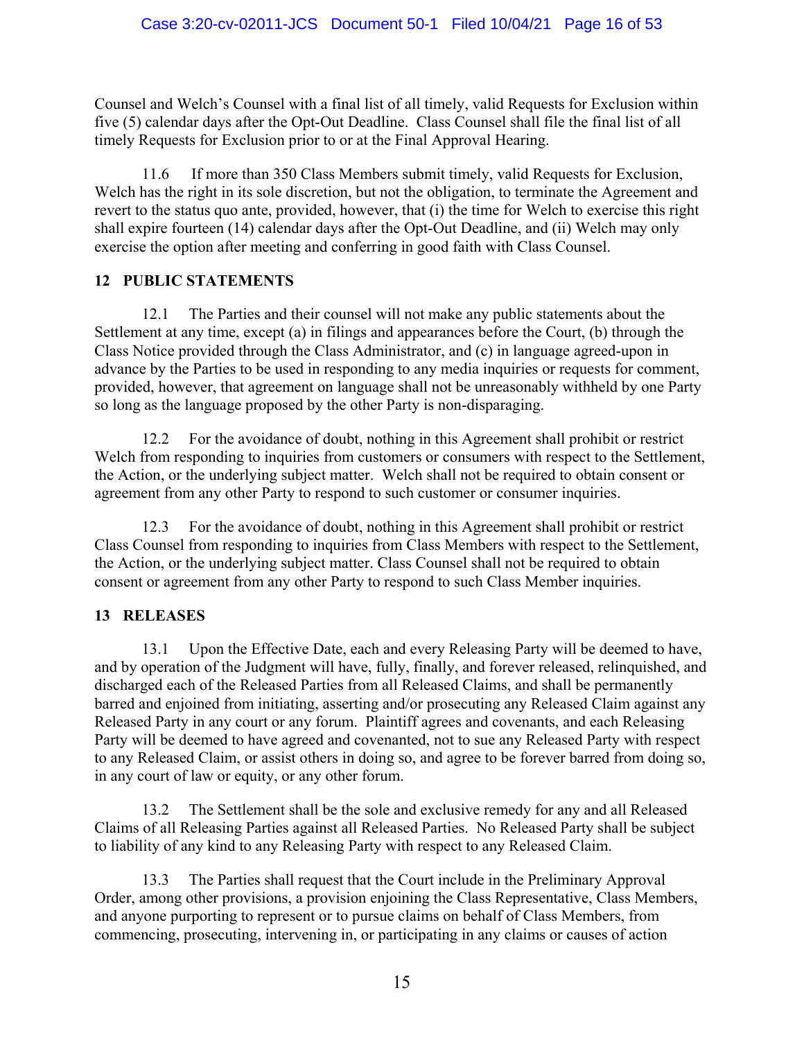Counsel and Welch's Counsel with a final list of all timely, valid Requests for Exclusion within five (5) calendar days after the Opt-Out Deadline. Class Counsel shall file the final list of all timely Requests for Exclusion prior to or at the Final Approval Hearing.

11.6 If more than 350 Class Members submit timely, valid Requests for Exclusion, Welch has the right in its sole discretion, but not the obligation, to terminate the Agreement and revert to the status quo ante, provided, however, that (i) the time for Welch to exercise this right shall expire fourteen (14) calendar days after the Opt-Out Deadline, and (ii) Welch may only exercise the option after meeting and conferring in good faith with Class Counsel.

## 12 PUBLIC STATEMENTS

12.1 The Parties and their counsel will not make any public statements about the Settlement at any time, except (a) in filings and appearances before the Court, (b) through the Class Notice provided through the Class Administrator, and (c) in language agreed-upon in advance by the Parties to be used in responding to any media inquiries or requests for comment, provided, however, that agreement on language shall not be unreasonably withheld by one Party so long as the language proposed by the other Party is non-disparaging.

12.2 For the avoidance of doubt, nothing in this Agreement shall prohibit or restrict Welch from responding to inquiries from customers or consumers with respect to the Settlement, the Action, or the underlying subject matter. Welch shall not be required to obtain consent or agreement from any other Party to respond to such customer or consumer inquiries.

12.3 For the avoidance of doubt, nothing in this Agreement shall prohibit or restrict Class Counsel from responding to inquiries from Class Members with respect to the Settlement, the Action, or the underlying subject matter. Class Counsel shall not be required to obtain consent or agreement from any other Party to respond to such Class Member inquiries.

## 13 RELEASES

13.1 Upon the Effective Date, each and every Releasing Party will be deemed to have, and by operation of the Judgment will have, fully, finally, and forever released, relinquished, and discharged each of the Released Parties from all Released Claims, and shall be permanently barred and enjoined from initiating, asserting and/or prosecuting any Released Claim against any Released Party in any court or any forum. Plaintiff agrees and covenants, and each Releasing Party will be deemed to have agreed and covenanted, not to sue any Released Party with respect to any Released Claim, or assist others in doing so, and agree to be forever barred from doing so, in any court of law or equity, or any other forum.

13.2 The Settlement shall be the sole and exclusive remedy for any and all Released Claims of all Releasing Parties against all Released Parties. No Released Party shall be subject to liability of any kind to any Releasing Party with respect to any Released Claim.

13.3 The Parties shall request that the Court include in the Preliminary Approval Order, among other provisions, a provision enjoining the Class Representative, Class Members, and anyone purporting to represent or to pursue claims on behalf of Class Members, from commencing, prosecuting, intervening in, or participating in any claims or causes of action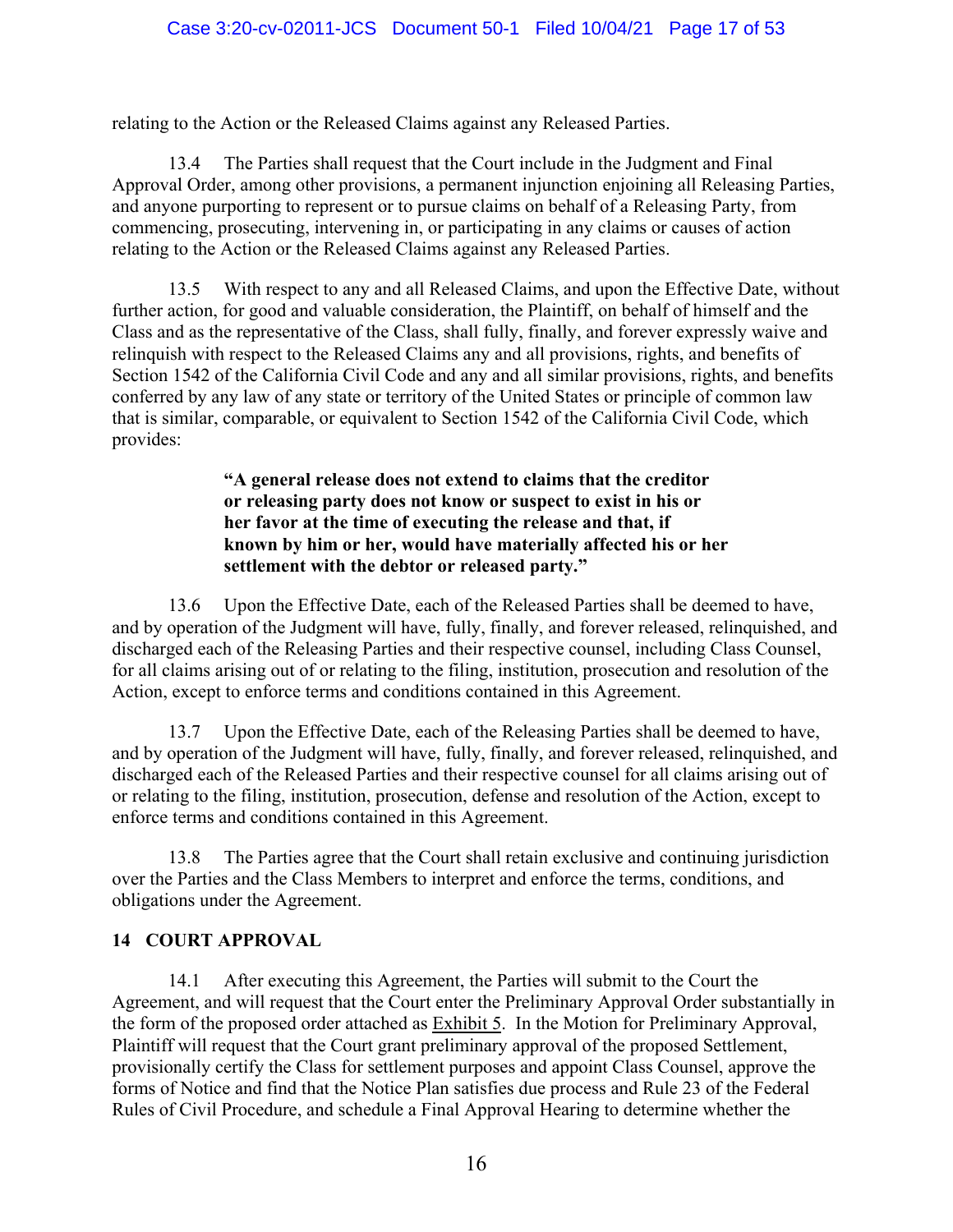relating to the Action or the Released Claims against any Released Parties.

13.4 The Parties shall request that the Court include in the Judgment and Final Approval Order, among other provisions, a permanent injunction enjoining all Releasing Parties, and anyone purporting to represent or to pursue claims on behalf of a Releasing Party, from commencing, prosecuting, intervening in, or participating in any claims or causes of action relating to the Action or the Released Claims against any Released Parties.

13.5 With respect to any and all Released Claims, and upon the Effective Date, without further action, for good and valuable consideration, the Plaintiff, on behalf of himself and the Class and as the representative of the Class, shall fully, finally, and forever expressly waive and relinquish with respect to the Released Claims any and all provisions, rights, and benefits of Section 1542 of the California Civil Code and any and all similar provisions, rights, and benefits conferred by any law of any state or territory of the United States or principle of common law that is similar, comparable, or equivalent to Section 1542 of the California Civil Code, which provides:

> **"A general release does not extend to claims that the creditor or releasing party does not know or suspect to exist in his or her favor at the time of executing the release and that, if known by him or her, would have materially affected his or her settlement with the debtor or released party."**

13.6 Upon the Effective Date, each of the Released Parties shall be deemed to have, and by operation of the Judgment will have, fully, finally, and forever released, relinquished, and discharged each of the Releasing Parties and their respective counsel, including Class Counsel, for all claims arising out of or relating to the filing, institution, prosecution and resolution of the Action, except to enforce terms and conditions contained in this Agreement.

13.7 Upon the Effective Date, each of the Releasing Parties shall be deemed to have, and by operation of the Judgment will have, fully, finally, and forever released, relinquished, and discharged each of the Released Parties and their respective counsel for all claims arising out of or relating to the filing, institution, prosecution, defense and resolution of the Action, except to enforce terms and conditions contained in this Agreement.

13.8 The Parties agree that the Court shall retain exclusive and continuing jurisdiction over the Parties and the Class Members to interpret and enforce the terms, conditions, and obligations under the Agreement.

## 14 COURT APPROVAL

14.1 After executing this Agreement, the Parties will submit to the Court the Agreement, and will request that the Court enter the Preliminary Approval Order substantially in the form of the proposed order attached as Exhibit 5. In the Motion for Preliminary Approval, Plaintiff will request that the Court grant preliminary approval of the proposed Settlement, provisionally certify the Class for settlement purposes and appoint Class Counsel, approve the forms of Notice and find that the Notice Plan satisfies due process and Rule 23 of the Federal Rules of Civil Procedure, and schedule a Final Approval Hearing to determine whether the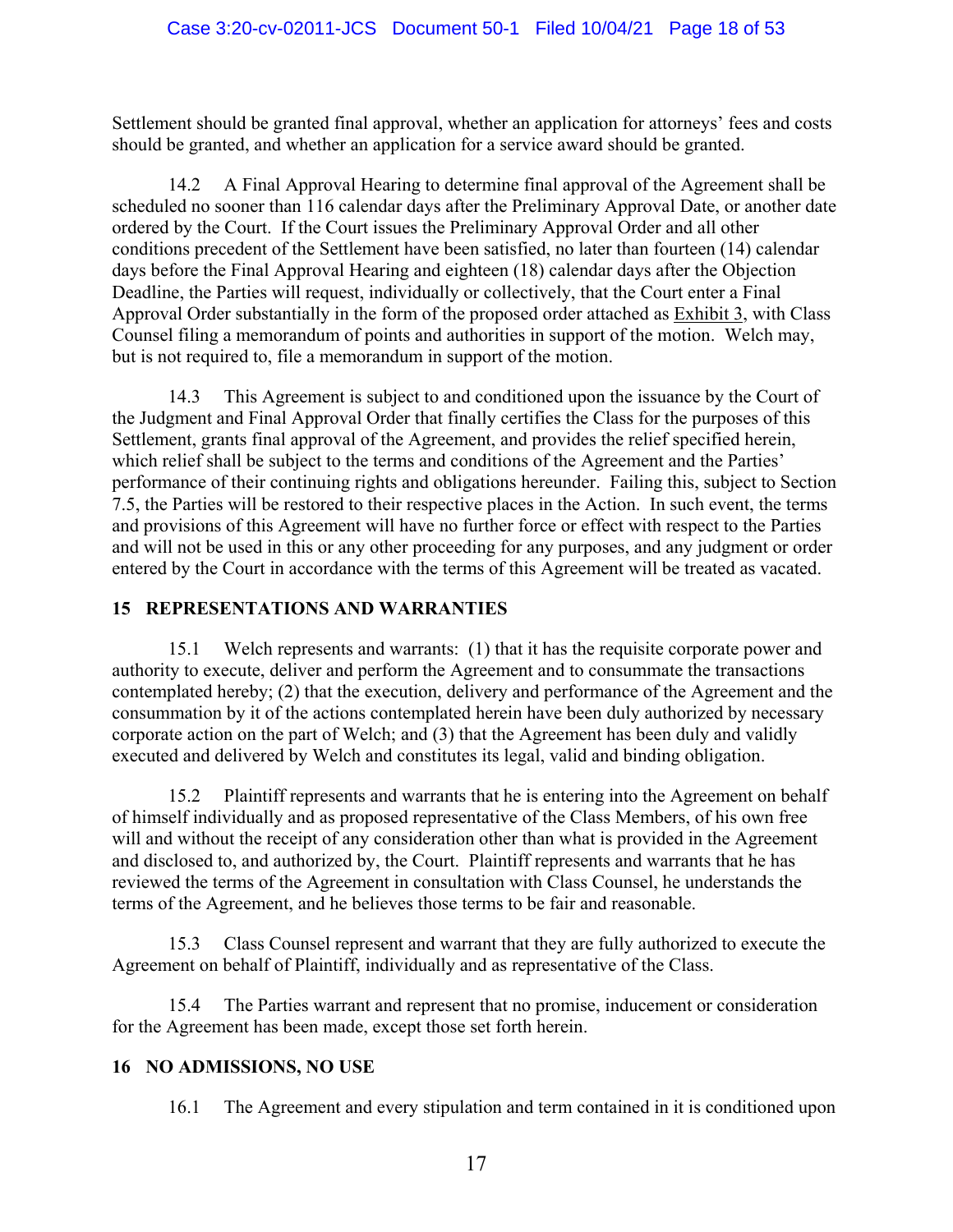Settlement should be granted final approval, whether an application for attorneys' fees and costs should be granted, and whether an application for a service award should be granted.

14.2 A Final Approval Hearing to determine final approval of the Agreement shall be scheduled no sooner than 116 calendar days after the Preliminary Approval Date, or another date ordered by the Court. If the Court issues the Preliminary Approval Order and all other conditions precedent of the Settlement have been satisfied, no later than fourteen (14) calendar days before the Final Approval Hearing and eighteen (18) calendar days after the Objection Deadline, the Parties will request, individually or collectively, that the Court enter a Final Approval Order substantially in the form of the proposed order attached as Exhibit 3, with Class Counsel filing a memorandum of points and authorities in support of the motion. Welch may, but is not required to, file a memorandum in support of the motion.

14.3 This Agreement is subject to and conditioned upon the issuance by the Court of the Judgment and Final Approval Order that finally certifies the Class for the purposes of this Settlement, grants final approval of the Agreement, and provides the relief specified herein, which relief shall be subject to the terms and conditions of the Agreement and the Parties' performance of their continuing rights and obligations hereunder. Failing this, subject to Section 7.5, the Parties will be restored to their respective places in the Action. In such event, the terms and provisions of this Agreement will have no further force or effect with respect to the Parties and will not be used in this or any other proceeding for any purposes, and any judgment or order entered by the Court in accordance with the terms of this Agreement will be treated as vacated.

## 15 REPRESENTATIONS AND WARRANTIES

15.1 Welch represents and warrants: (1) that it has the requisite corporate power and authority to execute, deliver and perform the Agreement and to consummate the transactions contemplated hereby; (2) that the execution, delivery and performance of the Agreement and the consummation by it of the actions contemplated herein have been duly authorized by necessary corporate action on the part of Welch; and (3) that the Agreement has been duly and validly executed and delivered by Welch and constitutes its legal, valid and binding obligation.

15.2 Plaintiff represents and warrants that he is entering into the Agreement on behalf of himself individually and as proposed representative of the Class Members, of his own free will and without the receipt of any consideration other than what is provided in the Agreement and disclosed to, and authorized by, the Court. Plaintiff represents and warrants that he has reviewed the terms of the Agreement in consultation with Class Counsel, he understands the terms of the Agreement, and he believes those terms to be fair and reasonable.

15.3 Class Counsel represent and warrant that they are fully authorized to execute the Agreement on behalf of Plaintiff, individually and as representative of the Class.

15.4 The Parties warrant and represent that no promise, inducement or consideration for the Agreement has been made, except those set forth herein.

## 16 NO ADMISSIONS, NO USE

16.1 The Agreement and every stipulation and term contained in it is conditioned upon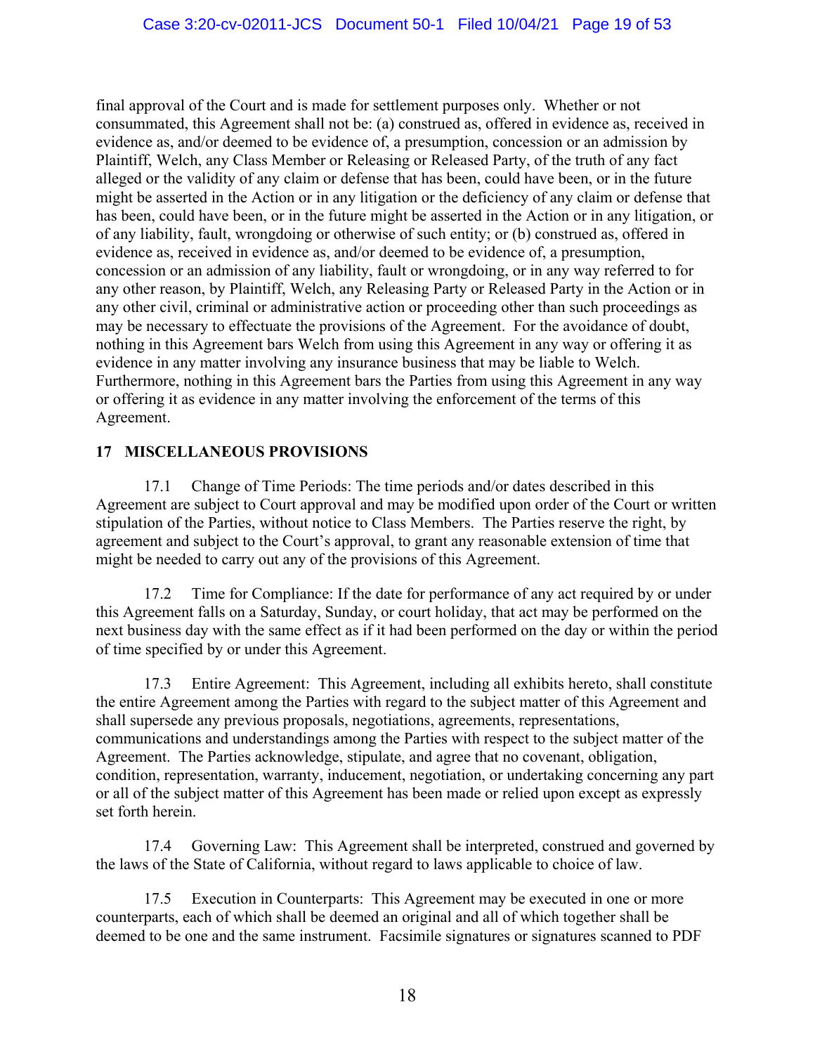final approval of the Court and is made for settlement purposes only. Whether or not consummated, this Agreement shall not be: (a) construed as, offered in evidence as, received in evidence as, and/or deemed to be evidence of, a presumption, concession or an admission by Plaintiff, Welch, any Class Member or Releasing or Released Party, of the truth of any fact alleged or the validity of any claim or defense that has been, could have been, or in the future might be asserted in the Action or in any litigation or the deficiency of any claim or defense that has been, could have been, or in the future might be asserted in the Action or in any litigation, or of any liability, fault, wrongdoing or otherwise of such entity; or (b) construed as, offered in evidence as, received in evidence as, and/or deemed to be evidence of, a presumption, concession or an admission of any liability, fault or wrongdoing, or in any way referred to for any other reason, by Plaintiff, Welch, any Releasing Party or Released Party in the Action or in any other civil, criminal or administrative action or proceeding other than such proceedings as may be necessary to effectuate the provisions of the Agreement. For the avoidance of doubt, nothing in this Agreement bars Welch from using this Agreement in any way or offering it as evidence in any matter involving any insurance business that may be liable to Welch. Furthermore, nothing in this Agreement bars the Parties from using this Agreement in any way or offering it as evidence in any matter involving the enforcement of the terms of this Agreement.

## 17 MISCELLANEOUS PROVISIONS

17.1 Change of Time Periods: The time periods and/or dates described in this Agreement are subject to Court approval and may be modified upon order of the Court or written stipulation of the Parties, without notice to Class Members. The Parties reserve the right, by agreement and subject to the Court's approval, to grant any reasonable extension of time that might be needed to carry out any of the provisions of this Agreement.

17.2 Time for Compliance: If the date for performance of any act required by or under this Agreement falls on a Saturday, Sunday, or court holiday, that act may be performed on the next business day with the same effect as if it had been performed on the day or within the period of time specified by or under this Agreement.

17.3 Entire Agreement: This Agreement, including all exhibits hereto, shall constitute the entire Agreement among the Parties with regard to the subject matter of this Agreement and shall supersede any previous proposals, negotiations, agreements, representations, communications and understandings among the Parties with respect to the subject matter of the Agreement. The Parties acknowledge, stipulate, and agree that no covenant, obligation, condition, representation, warranty, inducement, negotiation, or undertaking concerning any part or all of the subject matter of this Agreement has been made or relied upon except as expressly set forth herein.

17.4 Governing Law: This Agreement shall be interpreted, construed and governed by the laws of the State of California, without regard to laws applicable to choice of law.

17.5 Execution in Counterparts: This Agreement may be executed in one or more counterparts, each of which shall be deemed an original and all of which together shall be deemed to be one and the same instrument. Facsimile signatures or signatures scanned to PDF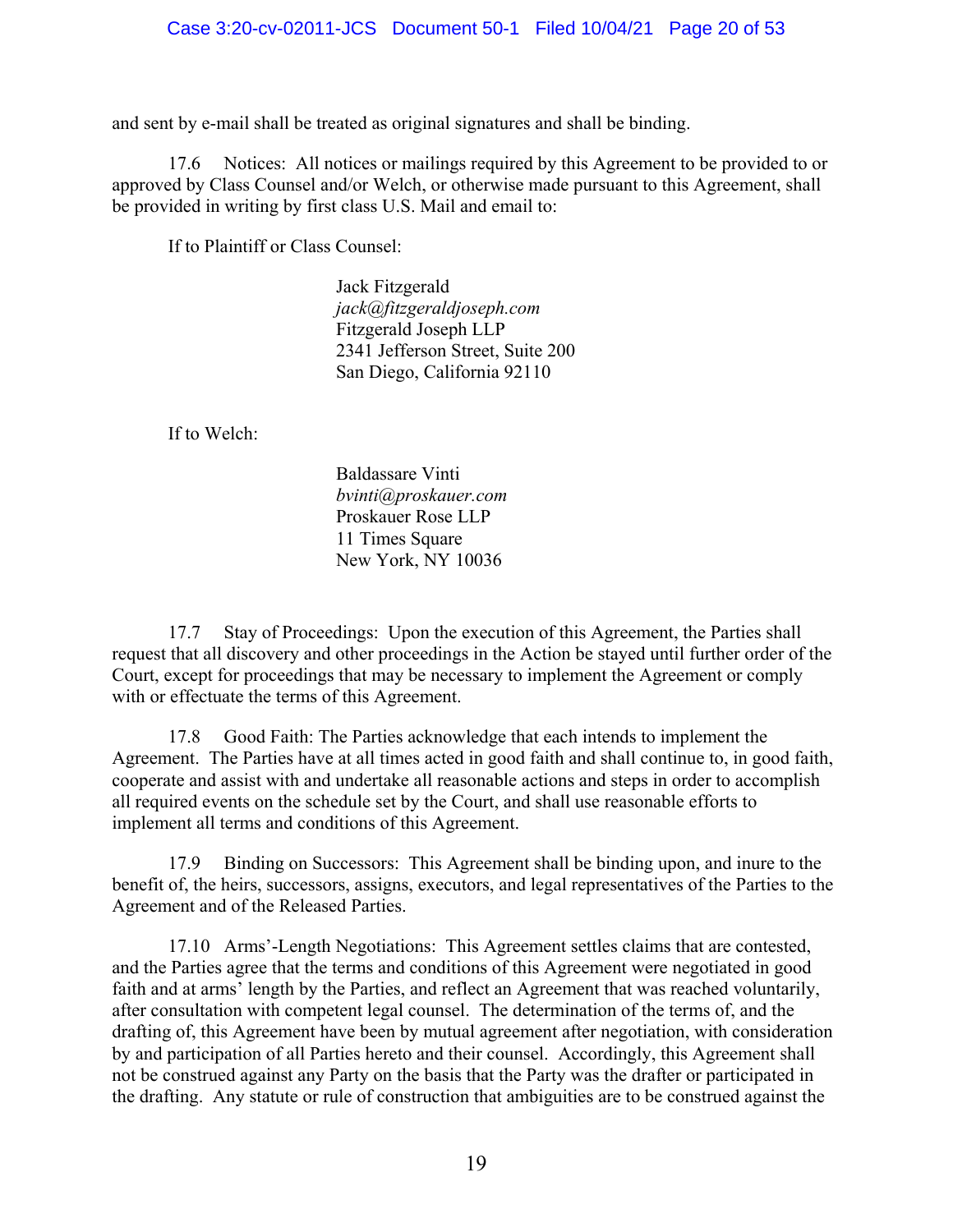and sent by e-mail shall be treated as original signatures and shall be binding.

17.6 Notices: All notices or mailings required by this Agreement to be provided to or approved by Class Counsel and/or Welch, or otherwise made pursuant to this Agreement, shall be provided in writing by first class U.S. Mail and email to:

If to Plaintiff or Class Counsel:

> Jack Fitzgerald
> *jack@fitzgeraldjoseph.com*
> Fitzgerald Joseph LLP
> 2341 Jefferson Street, Suite 200
> San Diego, California 92110

If to Welch:

> Baldassare Vinti
> *bvinti@proskauer.com*
> Proskauer Rose LLP
> 11 Times Square
> New York, NY 10036

17.7 Stay of Proceedings: Upon the execution of this Agreement, the Parties shall request that all discovery and other proceedings in the Action be stayed until further order of the Court, except for proceedings that may be necessary to implement the Agreement or comply with or effectuate the terms of this Agreement.

17.8 Good Faith: The Parties acknowledge that each intends to implement the Agreement. The Parties have at all times acted in good faith and shall continue to, in good faith, cooperate and assist with and undertake all reasonable actions and steps in order to accomplish all required events on the schedule set by the Court, and shall use reasonable efforts to implement all terms and conditions of this Agreement.

17.9 Binding on Successors: This Agreement shall be binding upon, and inure to the benefit of, the heirs, successors, assigns, executors, and legal representatives of the Parties to the Agreement and of the Released Parties.

17.10 Arms'-Length Negotiations: This Agreement settles claims that are contested, and the Parties agree that the terms and conditions of this Agreement were negotiated in good faith and at arms' length by the Parties, and reflect an Agreement that was reached voluntarily, after consultation with competent legal counsel. The determination of the terms of, and the drafting of, this Agreement have been by mutual agreement after negotiation, with consideration by and participation of all Parties hereto and their counsel. Accordingly, this Agreement shall not be construed against any Party on the basis that the Party was the drafter or participated in the drafting. Any statute or rule of construction that ambiguities are to be construed against the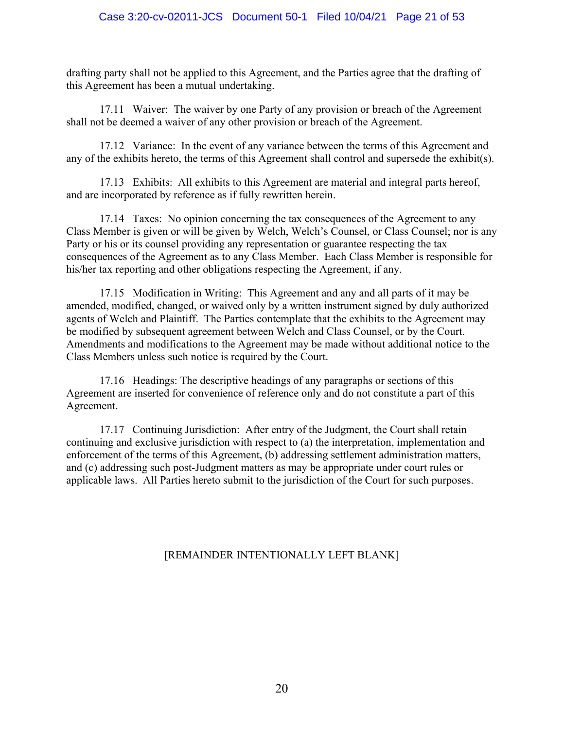drafting party shall not be applied to this Agreement, and the Parties agree that the drafting of this Agreement has been a mutual undertaking.

17.11 Waiver: The waiver by one Party of any provision or breach of the Agreement shall not be deemed a waiver of any other provision or breach of the Agreement.

17.12 Variance: In the event of any variance between the terms of this Agreement and any of the exhibits hereto, the terms of this Agreement shall control and supersede the exhibit(s).

17.13 Exhibits: All exhibits to this Agreement are material and integral parts hereof, and are incorporated by reference as if fully rewritten herein.

17.14 Taxes: No opinion concerning the tax consequences of the Agreement to any Class Member is given or will be given by Welch, Welch's Counsel, or Class Counsel; nor is any Party or his or its counsel providing any representation or guarantee respecting the tax consequences of the Agreement as to any Class Member. Each Class Member is responsible for his/her tax reporting and other obligations respecting the Agreement, if any.

17.15 Modification in Writing: This Agreement and any and all parts of it may be amended, modified, changed, or waived only by a written instrument signed by duly authorized agents of Welch and Plaintiff. The Parties contemplate that the exhibits to the Agreement may be modified by subsequent agreement between Welch and Class Counsel, or by the Court. Amendments and modifications to the Agreement may be made without additional notice to the Class Members unless such notice is required by the Court.

17.16 Headings: The descriptive headings of any paragraphs or sections of this Agreement are inserted for convenience of reference only and do not constitute a part of this Agreement.

17.17 Continuing Jurisdiction: After entry of the Judgment, the Court shall retain continuing and exclusive jurisdiction with respect to (a) the interpretation, implementation and enforcement of the terms of this Agreement, (b) addressing settlement administration matters, and (c) addressing such post-Judgment matters as may be appropriate under court rules or applicable laws. All Parties hereto submit to the jurisdiction of the Court for such purposes.

[REMAINDER INTENTIONALLY LEFT BLANK]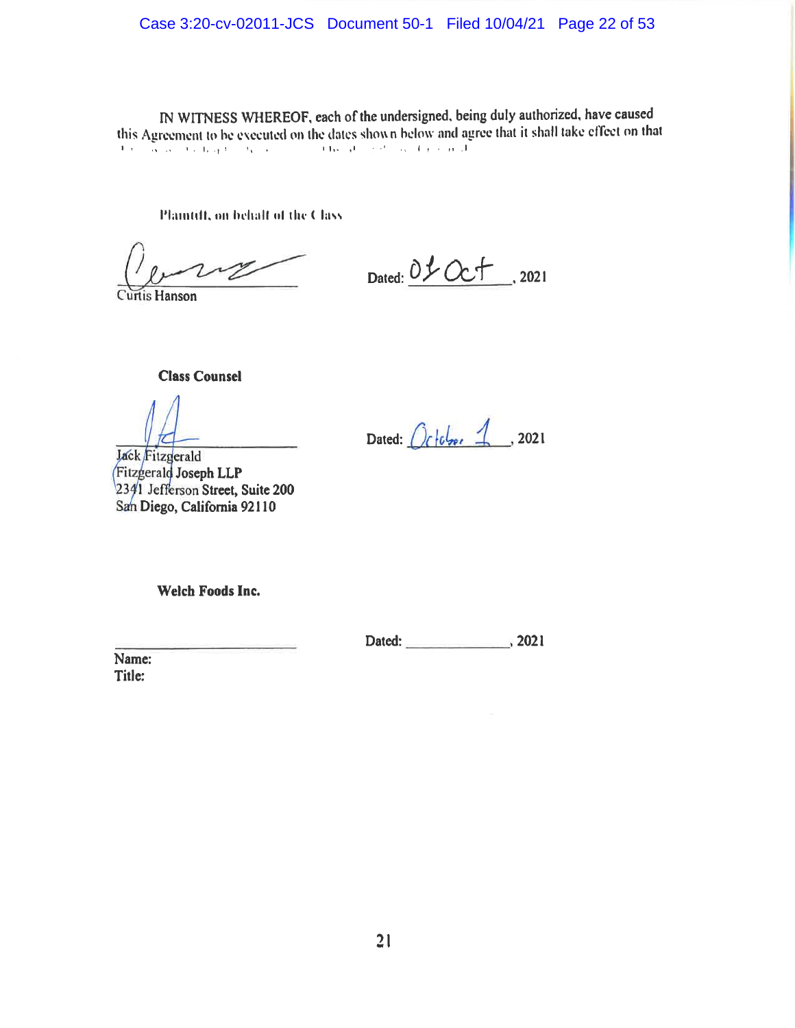IN WITNESS WHEREOF, each of the undersigned, being duly authorized, have caused this Agreement to be executed on the dates shown below and agree that it shall take effect on that

**Plaintiff, on behalf of the Class**

Curtis Hanson

Dated: 01 Oct, 2021

**Class Counsel**

Jack Fitzgerald
Fitzgerald Joseph LLP
2341 Jefferson Street, Suite 200
San Diego, California 92110

Dated: October 1, 2021

**Welch Foods Inc.**

______________________

Name:
Title:

Dated: ______________, 2021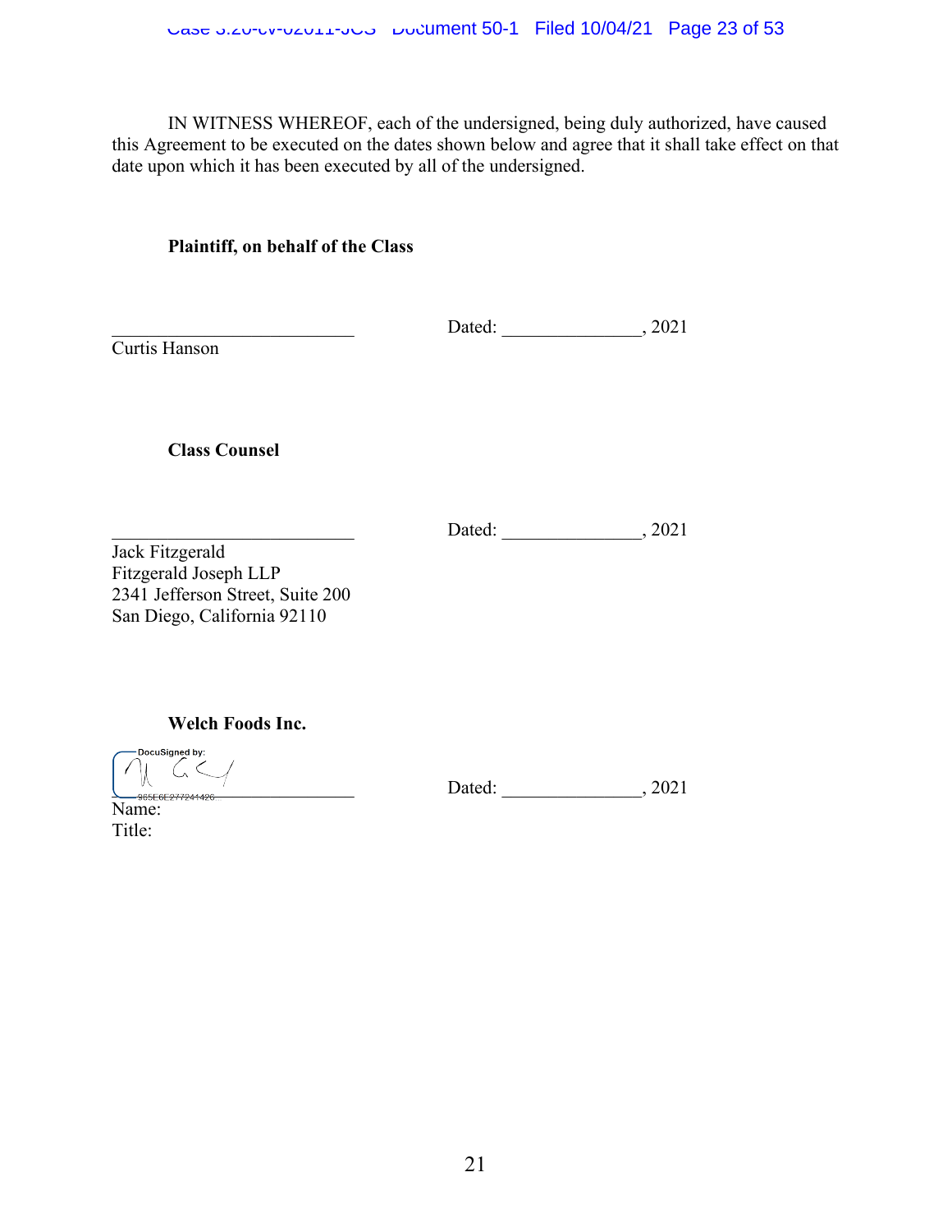IN WITNESS WHEREOF, each of the undersigned, being duly authorized, have caused this Agreement to be executed on the dates shown below and agree that it shall take effect on that date upon which it has been executed by all of the undersigned.

**Plaintiff, on behalf of the Class**

___________________________ Dated: _______________, 2021

Curtis Hanson

**Class Counsel**

___________________________ Dated: _______________, 2021

Jack Fitzgerald
Fitzgerald Joseph LLP
2341 Jefferson Street, Suite 200
San Diego, California 92110

**Welch Foods Inc.**

DocuSigned by:
965E6E277241426

___________________________ Dated: _______________, 2021

Name:
Title: